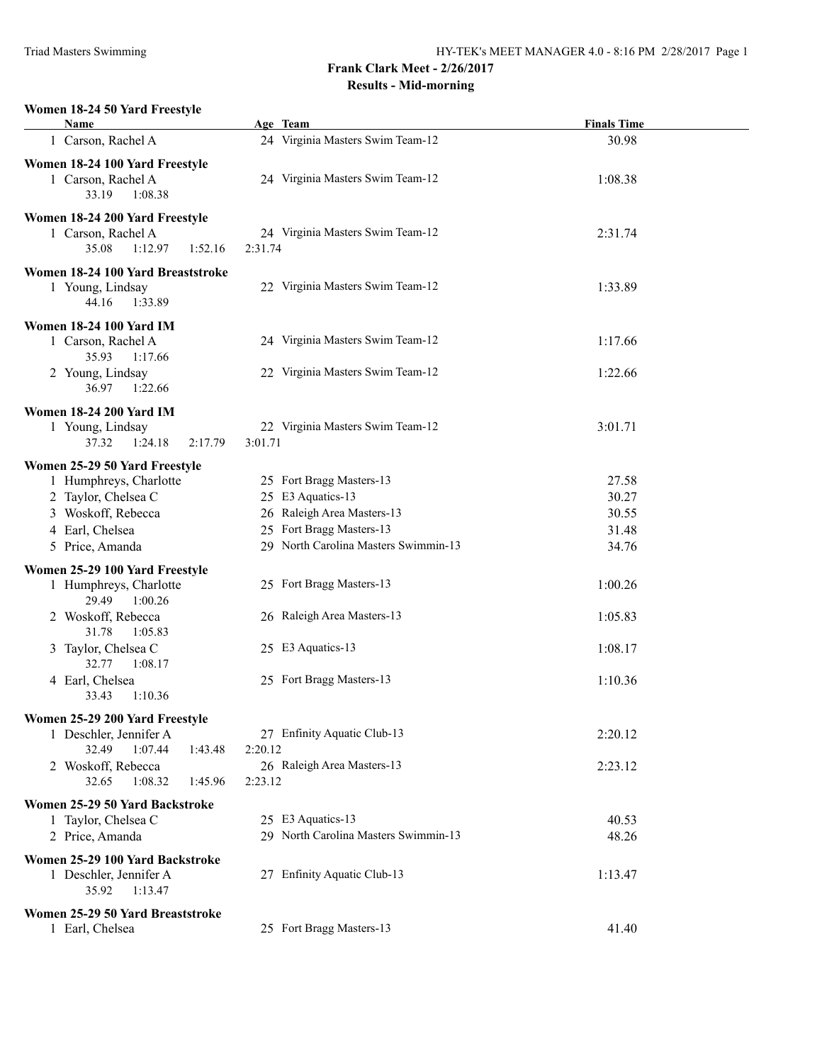# Frank Clark Meet - 2/26/2017

## Results - Mid-morning

### Women 18-24 50 Yard Freestyle

| Name | Age | Team | Finals Time |
|---|---|---|---|
| 1 Carson, Rachel A | 24 | Virginia Masters Swim Team-12 | 30.98 |

### Women 18-24 100 Yard Freestyle

| Name | Age | Team | Finals Time |
|---|---|---|---|
| 1 Carson, Rachel A | 24 | Virginia Masters Swim Team-12 | 1:08.38 |
| 33.19 1:08.38 | | | |

### Women 18-24 200 Yard Freestyle

| Name | Age | Team | Finals Time |
|---|---|---|---|
| 1 Carson, Rachel A | 24 | Virginia Masters Swim Team-12 | 2:31.74 |
| 35.08 1:12.97 1:52.16 2:31.74 | | | |

### Women 18-24 100 Yard Breaststroke

| Name | Age | Team | Finals Time |
|---|---|---|---|
| 1 Young, Lindsay | 22 | Virginia Masters Swim Team-12 | 1:33.89 |
| 44.16 1:33.89 | | | |

### Women 18-24 100 Yard IM

| Name | Age | Team | Finals Time |
|---|---|---|---|
| 1 Carson, Rachel A | 24 | Virginia Masters Swim Team-12 | 1:17.66 |
| 35.93 1:17.66 | | | |
| 2 Young, Lindsay | 22 | Virginia Masters Swim Team-12 | 1:22.66 |
| 36.97 1:22.66 | | | |

### Women 18-24 200 Yard IM

| Name | Age | Team | Finals Time |
|---|---|---|---|
| 1 Young, Lindsay | 22 | Virginia Masters Swim Team-12 | 3:01.71 |
| 37.32 1:24.18 2:17.79 3:01.71 | | | |

### Women 25-29 50 Yard Freestyle

| Name | Age | Team | Finals Time |
|---|---|---|---|
| 1 Humphreys, Charlotte | 25 | Fort Bragg Masters-13 | 27.58 |
| 2 Taylor, Chelsea C | 25 | E3 Aquatics-13 | 30.27 |
| 3 Woskoff, Rebecca | 26 | Raleigh Area Masters-13 | 30.55 |
| 4 Earl, Chelsea | 25 | Fort Bragg Masters-13 | 31.48 |
| 5 Price, Amanda | 29 | North Carolina Masters Swimmin-13 | 34.76 |

### Women 25-29 100 Yard Freestyle

| Name | Age | Team | Finals Time |
|---|---|---|---|
| 1 Humphreys, Charlotte | 25 | Fort Bragg Masters-13 | 1:00.26 |
| 29.49 1:00.26 | | | |
| 2 Woskoff, Rebecca | 26 | Raleigh Area Masters-13 | 1:05.83 |
| 31.78 1:05.83 | | | |
| 3 Taylor, Chelsea C | 25 | E3 Aquatics-13 | 1:08.17 |
| 32.77 1:08.17 | | | |
| 4 Earl, Chelsea | 25 | Fort Bragg Masters-13 | 1:10.36 |
| 33.43 1:10.36 | | | |

### Women 25-29 200 Yard Freestyle

| Name | Age | Team | Finals Time |
|---|---|---|---|
| 1 Deschler, Jennifer A | 27 | Enfinity Aquatic Club-13 | 2:20.12 |
| 32.49 1:07.44 1:43.48 2:20.12 | | | |
| 2 Woskoff, Rebecca | 26 | Raleigh Area Masters-13 | 2:23.12 |
| 32.65 1:08.32 1:45.96 2:23.12 | | | |

### Women 25-29 50 Yard Backstroke

| Name | Age | Team | Finals Time |
|---|---|---|---|
| 1 Taylor, Chelsea C | 25 | E3 Aquatics-13 | 40.53 |
| 2 Price, Amanda | 29 | North Carolina Masters Swimmin-13 | 48.26 |

### Women 25-29 100 Yard Backstroke

| Name | Age | Team | Finals Time |
|---|---|---|---|
| 1 Deschler, Jennifer A | 27 | Enfinity Aquatic Club-13 | 1:13.47 |
| 35.92 1:13.47 | | | |

### Women 25-29 50 Yard Breaststroke

| Name | Age | Team | Finals Time |
|---|---|---|---|
| 1 Earl, Chelsea | 25 | Fort Bragg Masters-13 | 41.40 |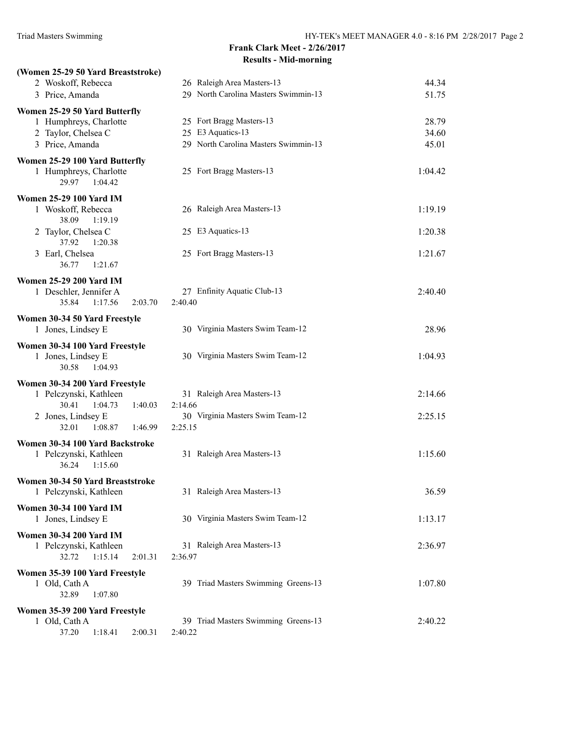## Frank Clark Meet - 2/26/2017

### Results - Mid-morning

**(Women 25-29 50 Yard Breaststroke)**

| Place | Name | Age | Team | Time |
|---|---|---|---|---|
| 2 | Woskoff, Rebecca | 26 | Raleigh Area Masters-13 | 44.34 |
| 3 | Price, Amanda | 29 | North Carolina Masters Swimmin-13 | 51.75 |

**Women 25-29 50 Yard Butterfly**

| Place | Name | Age | Team | Time |
|---|---|---|---|---|
| 1 | Humphreys, Charlotte | 25 | Fort Bragg Masters-13 | 28.79 |
| 2 | Taylor, Chelsea C | 25 | E3 Aquatics-13 | 34.60 |
| 3 | Price, Amanda | 29 | North Carolina Masters Swimmin-13 | 45.01 |

**Women 25-29 100 Yard Butterfly**

| Place | Name | Age | Team | Time |
|---|---|---|---|---|
| 1 | Humphreys, Charlotte | 25 | Fort Bragg Masters-13 | 1:04.42 |
| | 29.97 1:04.42 | | | |

**Women 25-29 100 Yard IM**

| Place | Name | Age | Team | Time |
|---|---|---|---|---|
| 1 | Woskoff, Rebecca | 26 | Raleigh Area Masters-13 | 1:19.19 |
| | 38.09 1:19.19 | | | |
| 2 | Taylor, Chelsea C | 25 | E3 Aquatics-13 | 1:20.38 |
| | 37.92 1:20.38 | | | |
| 3 | Earl, Chelsea | 25 | Fort Bragg Masters-13 | 1:21.67 |
| | 36.77 1:21.67 | | | |

**Women 25-29 200 Yard IM**

| Place | Name | Age | Team | Time |
|---|---|---|---|---|
| 1 | Deschler, Jennifer A | 27 | Enfinity Aquatic Club-13 | 2:40.40 |
| | 35.84 1:17.56 2:03.70 2:40.40 | | | |

**Women 30-34 50 Yard Freestyle**

| Place | Name | Age | Team | Time |
|---|---|---|---|---|
| 1 | Jones, Lindsey E | 30 | Virginia Masters Swim Team-12 | 28.96 |

**Women 30-34 100 Yard Freestyle**

| Place | Name | Age | Team | Time |
|---|---|---|---|---|
| 1 | Jones, Lindsey E | 30 | Virginia Masters Swim Team-12 | 1:04.93 |
| | 30.58 1:04.93 | | | |

**Women 30-34 200 Yard Freestyle**

| Place | Name | Age | Team | Time |
|---|---|---|---|---|
| 1 | Pelczynski, Kathleen | 31 | Raleigh Area Masters-13 | 2:14.66 |
| | 30.41 1:04.73 1:40.03 2:14.66 | | | |
| 2 | Jones, Lindsey E | 30 | Virginia Masters Swim Team-12 | 2:25.15 |
| | 32.01 1:08.87 1:46.99 2:25.15 | | | |

**Women 30-34 100 Yard Backstroke**

| Place | Name | Age | Team | Time |
|---|---|---|---|---|
| 1 | Pelczynski, Kathleen | 31 | Raleigh Area Masters-13 | 1:15.60 |
| | 36.24 1:15.60 | | | |

**Women 30-34 50 Yard Breaststroke**

| Place | Name | Age | Team | Time |
|---|---|---|---|---|
| 1 | Pelczynski, Kathleen | 31 | Raleigh Area Masters-13 | 36.59 |

**Women 30-34 100 Yard IM**

| Place | Name | Age | Team | Time |
|---|---|---|---|---|
| 1 | Jones, Lindsey E | 30 | Virginia Masters Swim Team-12 | 1:13.17 |

**Women 30-34 200 Yard IM**

| Place | Name | Age | Team | Time |
|---|---|---|---|---|
| 1 | Pelczynski, Kathleen | 31 | Raleigh Area Masters-13 | 2:36.97 |
| | 32.72 1:15.14 2:01.31 2:36.97 | | | |

**Women 35-39 100 Yard Freestyle**

| Place | Name | Age | Team | Time |
|---|---|---|---|---|
| 1 | Old, Cath A | 39 | Triad Masters Swimming Greens-13 | 1:07.80 |
| | 32.89 1:07.80 | | | |

**Women 35-39 200 Yard Freestyle**

| Place | Name | Age | Team | Time |
|---|---|---|---|---|
| 1 | Old, Cath A | 39 | Triad Masters Swimming Greens-13 | 2:40.22 |
| | 37.20 1:18.41 2:00.31 2:40.22 | | | |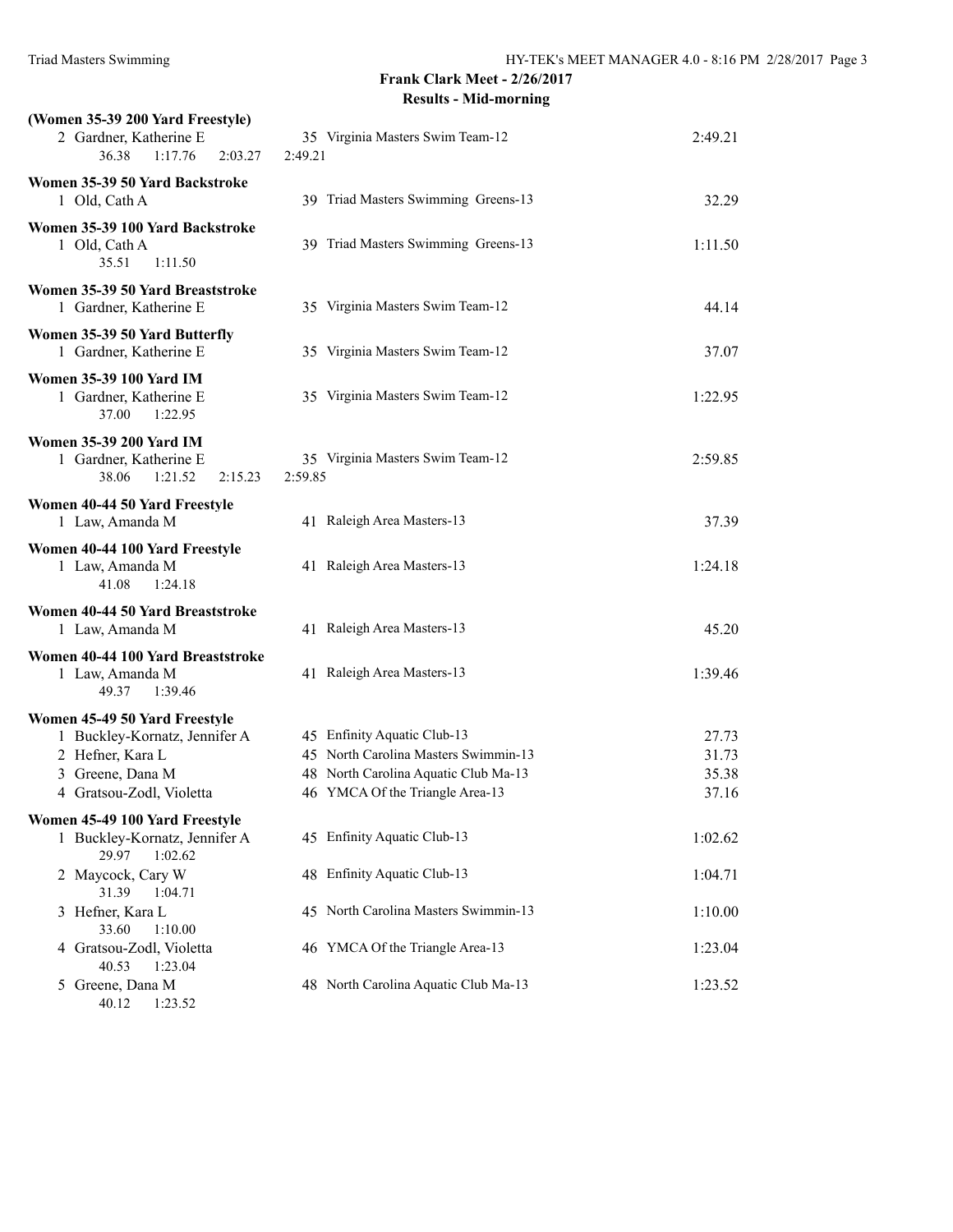## Frank Clark Meet - 2/26/2017

### Results - Mid-morning

**(Women 35-39 200 Yard Freestyle)**

2 Gardner, Katherine E — 35 Virginia Masters Swim Team-12 — 2:49.21
36.38 1:17.76 2:03.27 2:49.21

**Women 35-39 50 Yard Backstroke**

1 Old, Cath A — 39 Triad Masters Swimming Greens-13 — 32.29

**Women 35-39 100 Yard Backstroke**

1 Old, Cath A — 39 Triad Masters Swimming Greens-13 — 1:11.50
35.51 1:11.50

**Women 35-39 50 Yard Breaststroke**

1 Gardner, Katherine E — 35 Virginia Masters Swim Team-12 — 44.14

**Women 35-39 50 Yard Butterfly**

1 Gardner, Katherine E — 35 Virginia Masters Swim Team-12 — 37.07

**Women 35-39 100 Yard IM**

1 Gardner, Katherine E — 35 Virginia Masters Swim Team-12 — 1:22.95
37.00 1:22.95

**Women 35-39 200 Yard IM**

1 Gardner, Katherine E — 35 Virginia Masters Swim Team-12 — 2:59.85
38.06 1:21.52 2:15.23 2:59.85

**Women 40-44 50 Yard Freestyle**

1 Law, Amanda M — 41 Raleigh Area Masters-13 — 37.39

**Women 40-44 100 Yard Freestyle**

1 Law, Amanda M — 41 Raleigh Area Masters-13 — 1:24.18
41.08 1:24.18

**Women 40-44 50 Yard Breaststroke**

1 Law, Amanda M — 41 Raleigh Area Masters-13 — 45.20

**Women 40-44 100 Yard Breaststroke**

1 Law, Amanda M — 41 Raleigh Area Masters-13 — 1:39.46
49.37 1:39.46

**Women 45-49 50 Yard Freestyle**

1 Buckley-Kornatz, Jennifer A — 45 Enfinity Aquatic Club-13 — 27.73
2 Hefner, Kara L — 45 North Carolina Masters Swimmin-13 — 31.73
3 Greene, Dana M — 48 North Carolina Aquatic Club Ma-13 — 35.38
4 Gratsou-Zodl, Violetta — 46 YMCA Of the Triangle Area-13 — 37.16

**Women 45-49 100 Yard Freestyle**

1 Buckley-Kornatz, Jennifer A — 45 Enfinity Aquatic Club-13 — 1:02.62
29.97 1:02.62
2 Maycock, Cary W — 48 Enfinity Aquatic Club-13 — 1:04.71
31.39 1:04.71
3 Hefner, Kara L — 45 North Carolina Masters Swimmin-13 — 1:10.00
33.60 1:10.00
4 Gratsou-Zodl, Violetta — 46 YMCA Of the Triangle Area-13 — 1:23.04
40.53 1:23.04
5 Greene, Dana M — 48 North Carolina Aquatic Club Ma-13 — 1:23.52
40.12 1:23.52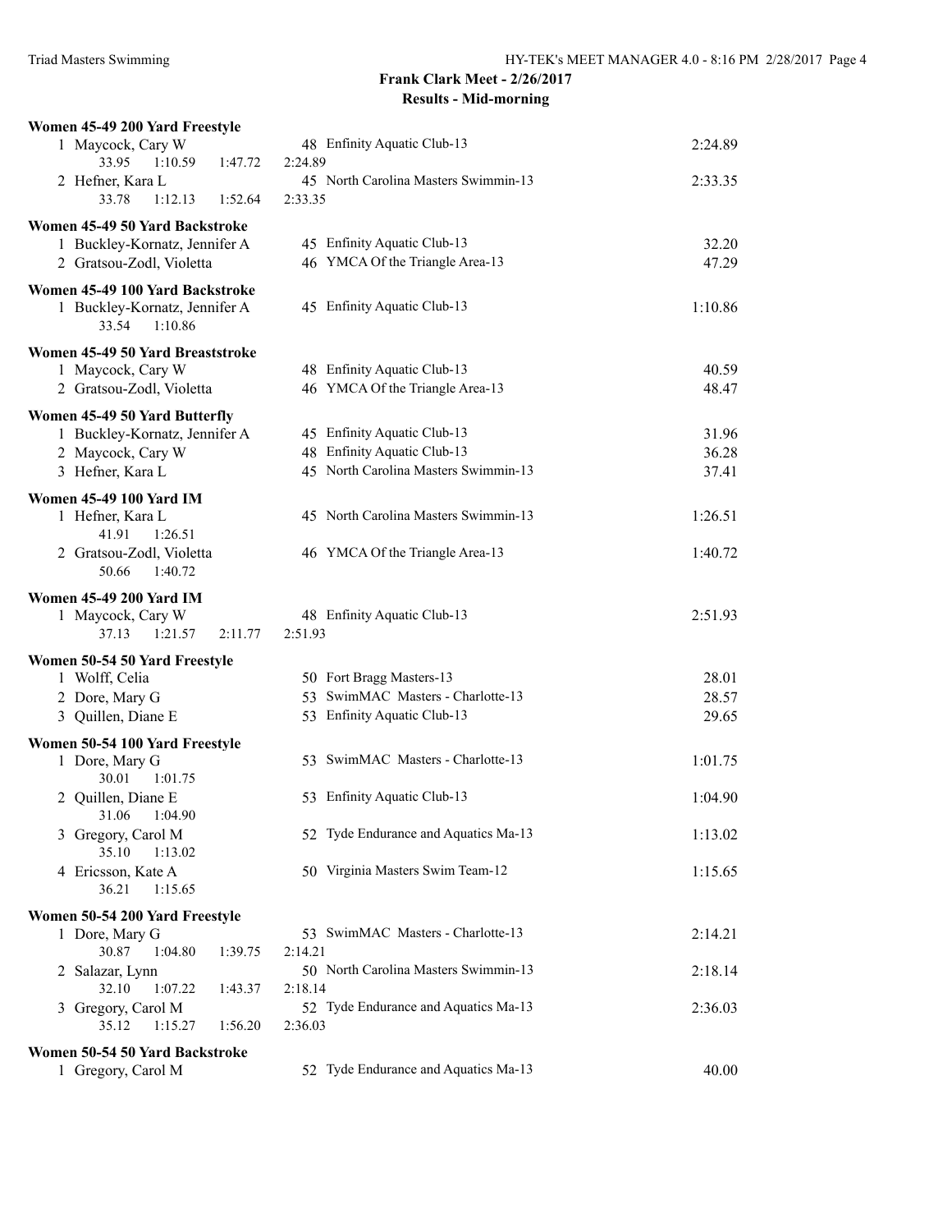## Frank Clark Meet - 2/26/2017
## Results - Mid-morning

### Women 45-49 200 Yard Freestyle

1 Maycock, Cary W — 48 Enfinity Aquatic Club-13 — 2:24.89
33.95 1:10.59 1:47.72 2:24.89

2 Hefner, Kara L — 45 North Carolina Masters Swimmin-13 — 2:33.35
33.78 1:12.13 1:52.64 2:33.35

### Women 45-49 50 Yard Backstroke

1 Buckley-Kornatz, Jennifer A — 45 Enfinity Aquatic Club-13 — 32.20

2 Gratsou-Zodl, Violetta — 46 YMCA Of the Triangle Area-13 — 47.29

### Women 45-49 100 Yard Backstroke

1 Buckley-Kornatz, Jennifer A — 45 Enfinity Aquatic Club-13 — 1:10.86
33.54 1:10.86

### Women 45-49 50 Yard Breaststroke

1 Maycock, Cary W — 48 Enfinity Aquatic Club-13 — 40.59

2 Gratsou-Zodl, Violetta — 46 YMCA Of the Triangle Area-13 — 48.47

### Women 45-49 50 Yard Butterfly

1 Buckley-Kornatz, Jennifer A — 45 Enfinity Aquatic Club-13 — 31.96

2 Maycock, Cary W — 48 Enfinity Aquatic Club-13 — 36.28

3 Hefner, Kara L — 45 North Carolina Masters Swimmin-13 — 37.41

### Women 45-49 100 Yard IM

1 Hefner, Kara L — 45 North Carolina Masters Swimmin-13 — 1:26.51
41.91 1:26.51

2 Gratsou-Zodl, Violetta — 46 YMCA Of the Triangle Area-13 — 1:40.72
50.66 1:40.72

### Women 45-49 200 Yard IM

1 Maycock, Cary W — 48 Enfinity Aquatic Club-13 — 2:51.93
37.13 1:21.57 2:11.77 2:51.93

### Women 50-54 50 Yard Freestyle

1 Wolff, Celia — 50 Fort Bragg Masters-13 — 28.01

2 Dore, Mary G — 53 SwimMAC Masters - Charlotte-13 — 28.57

3 Quillen, Diane E — 53 Enfinity Aquatic Club-13 — 29.65

### Women 50-54 100 Yard Freestyle

1 Dore, Mary G — 53 SwimMAC Masters - Charlotte-13 — 1:01.75
30.01 1:01.75

2 Quillen, Diane E — 53 Enfinity Aquatic Club-13 — 1:04.90
31.06 1:04.90

3 Gregory, Carol M — 52 Tyde Endurance and Aquatics Ma-13 — 1:13.02
35.10 1:13.02

4 Ericsson, Kate A — 50 Virginia Masters Swim Team-12 — 1:15.65
36.21 1:15.65

### Women 50-54 200 Yard Freestyle

1 Dore, Mary G — 53 SwimMAC Masters - Charlotte-13 — 2:14.21
30.87 1:04.80 1:39.75 2:14.21

2 Salazar, Lynn — 50 North Carolina Masters Swimmin-13 — 2:18.14
32.10 1:07.22 1:43.37 2:18.14

3 Gregory, Carol M — 52 Tyde Endurance and Aquatics Ma-13 — 2:36.03
35.12 1:15.27 1:56.20 2:36.03

### Women 50-54 50 Yard Backstroke

1 Gregory, Carol M — 52 Tyde Endurance and Aquatics Ma-13 — 40.00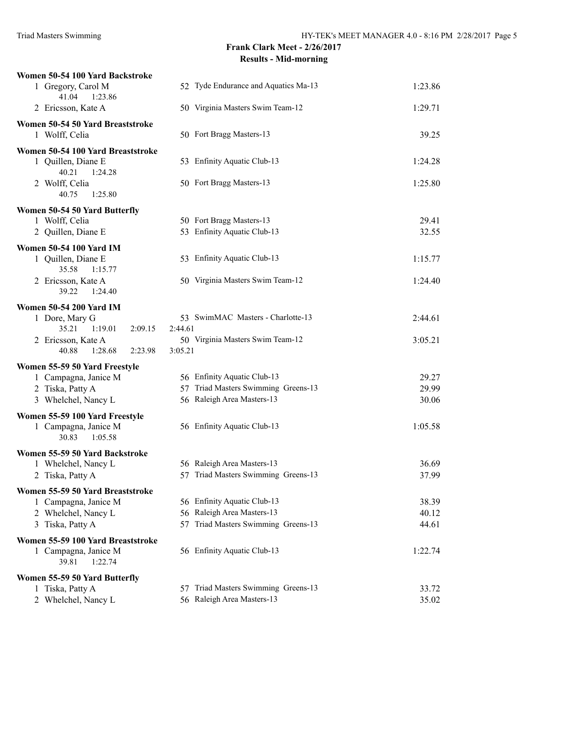**Frank Clark Meet - 2/26/2017**

**Results - Mid-morning**

### Women 50-54 100 Yard Backstroke

| Place | Name | Age | Team | Time |
|---|---|---|---|---|
| 1 | Gregory, Carol M | 52 | Tyde Endurance and Aquatics Ma-13 | 1:23.86 |
| | 41.04 1:23.86 | | | |
| 2 | Ericsson, Kate A | 50 | Virginia Masters Swim Team-12 | 1:29.71 |

### Women 50-54 50 Yard Breaststroke

| Place | Name | Age | Team | Time |
|---|---|---|---|---|
| 1 | Wolff, Celia | 50 | Fort Bragg Masters-13 | 39.25 |

### Women 50-54 100 Yard Breaststroke

| Place | Name | Age | Team | Time |
|---|---|---|---|---|
| 1 | Quillen, Diane E | 53 | Enfinity Aquatic Club-13 | 1:24.28 |
| | 40.21 1:24.28 | | | |
| 2 | Wolff, Celia | 50 | Fort Bragg Masters-13 | 1:25.80 |
| | 40.75 1:25.80 | | | |

### Women 50-54 50 Yard Butterfly

| Place | Name | Age | Team | Time |
|---|---|---|---|---|
| 1 | Wolff, Celia | 50 | Fort Bragg Masters-13 | 29.41 |
| 2 | Quillen, Diane E | 53 | Enfinity Aquatic Club-13 | 32.55 |

### Women 50-54 100 Yard IM

| Place | Name | Age | Team | Time |
|---|---|---|---|---|
| 1 | Quillen, Diane E | 53 | Enfinity Aquatic Club-13 | 1:15.77 |
| | 35.58 1:15.77 | | | |
| 2 | Ericsson, Kate A | 50 | Virginia Masters Swim Team-12 | 1:24.40 |
| | 39.22 1:24.40 | | | |

### Women 50-54 200 Yard IM

| Place | Name | Age | Team | Time |
|---|---|---|---|---|
| 1 | Dore, Mary G | 53 | SwimMAC Masters - Charlotte-13 | 2:44.61 |
| | 35.21 1:19.01 2:09.15 2:44.61 | | | |
| 2 | Ericsson, Kate A | 50 | Virginia Masters Swim Team-12 | 3:05.21 |
| | 40.88 1:28.68 2:23.98 3:05.21 | | | |

### Women 55-59 50 Yard Freestyle

| Place | Name | Age | Team | Time |
|---|---|---|---|---|
| 1 | Campagna, Janice M | 56 | Enfinity Aquatic Club-13 | 29.27 |
| 2 | Tiska, Patty A | 57 | Triad Masters Swimming Greens-13 | 29.99 |
| 3 | Whelchel, Nancy L | 56 | Raleigh Area Masters-13 | 30.06 |

### Women 55-59 100 Yard Freestyle

| Place | Name | Age | Team | Time |
|---|---|---|---|---|
| 1 | Campagna, Janice M | 56 | Enfinity Aquatic Club-13 | 1:05.58 |
| | 30.83 1:05.58 | | | |

### Women 55-59 50 Yard Backstroke

| Place | Name | Age | Team | Time |
|---|---|---|---|---|
| 1 | Whelchel, Nancy L | 56 | Raleigh Area Masters-13 | 36.69 |
| 2 | Tiska, Patty A | 57 | Triad Masters Swimming Greens-13 | 37.99 |

### Women 55-59 50 Yard Breaststroke

| Place | Name | Age | Team | Time |
|---|---|---|---|---|
| 1 | Campagna, Janice M | 56 | Enfinity Aquatic Club-13 | 38.39 |
| 2 | Whelchel, Nancy L | 56 | Raleigh Area Masters-13 | 40.12 |
| 3 | Tiska, Patty A | 57 | Triad Masters Swimming Greens-13 | 44.61 |

### Women 55-59 100 Yard Breaststroke

| Place | Name | Age | Team | Time |
|---|---|---|---|---|
| 1 | Campagna, Janice M | 56 | Enfinity Aquatic Club-13 | 1:22.74 |
| | 39.81 1:22.74 | | | |

### Women 55-59 50 Yard Butterfly

| Place | Name | Age | Team | Time |
|---|---|---|---|---|
| 1 | Tiska, Patty A | 57 | Triad Masters Swimming Greens-13 | 33.72 |
| 2 | Whelchel, Nancy L | 56 | Raleigh Area Masters-13 | 35.02 |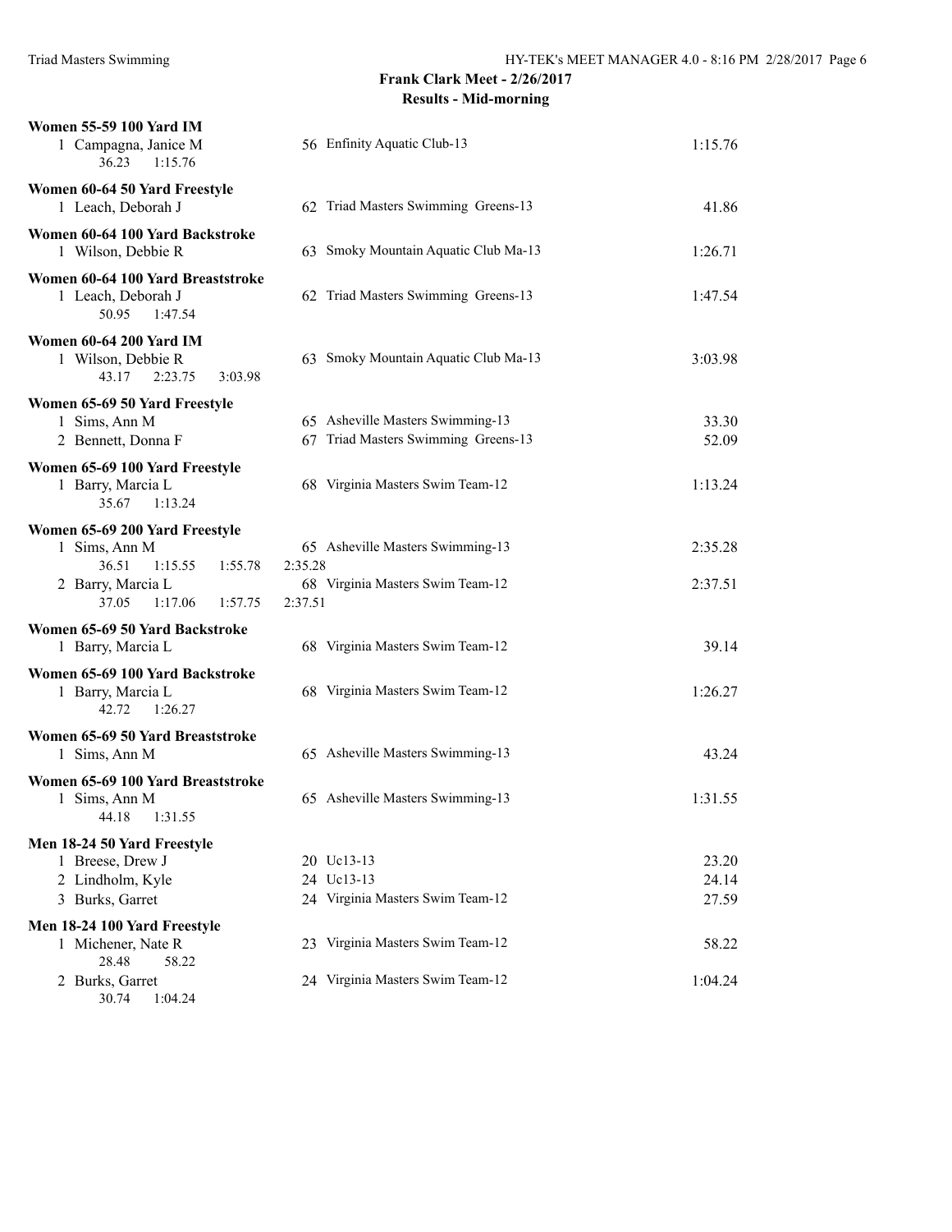**Frank Clark Meet - 2/26/2017**
**Results - Mid-morning**

**Women 55-59 100 Yard IM**

| Place | Name | Age | Team | Time |
|---|---|---|---|---|
| 1 | Campagna, Janice M | 56 | Enfinity Aquatic Club-13 | 1:15.76 |
| | 36.23 1:15.76 | | | |

**Women 60-64 50 Yard Freestyle**

| Place | Name | Age | Team | Time |
|---|---|---|---|---|
| 1 | Leach, Deborah J | 62 | Triad Masters Swimming Greens-13 | 41.86 |

**Women 60-64 100 Yard Backstroke**

| Place | Name | Age | Team | Time |
|---|---|---|---|---|
| 1 | Wilson, Debbie R | 63 | Smoky Mountain Aquatic Club Ma-13 | 1:26.71 |

**Women 60-64 100 Yard Breaststroke**

| Place | Name | Age | Team | Time |
|---|---|---|---|---|
| 1 | Leach, Deborah J | 62 | Triad Masters Swimming Greens-13 | 1:47.54 |
| | 50.95 1:47.54 | | | |

**Women 60-64 200 Yard IM**

| Place | Name | Age | Team | Time |
|---|---|---|---|---|
| 1 | Wilson, Debbie R | 63 | Smoky Mountain Aquatic Club Ma-13 | 3:03.98 |
| | 43.17 2:23.75 3:03.98 | | | |

**Women 65-69 50 Yard Freestyle**

| Place | Name | Age | Team | Time |
|---|---|---|---|---|
| 1 | Sims, Ann M | 65 | Asheville Masters Swimming-13 | 33.30 |
| 2 | Bennett, Donna F | 67 | Triad Masters Swimming Greens-13 | 52.09 |

**Women 65-69 100 Yard Freestyle**

| Place | Name | Age | Team | Time |
|---|---|---|---|---|
| 1 | Barry, Marcia L | 68 | Virginia Masters Swim Team-12 | 1:13.24 |
| | 35.67 1:13.24 | | | |

**Women 65-69 200 Yard Freestyle**

| Place | Name | Age | Team | Time |
|---|---|---|---|---|
| 1 | Sims, Ann M | 65 | Asheville Masters Swimming-13 | 2:35.28 |
| | 36.51 1:15.55 1:55.78 2:35.28 | | | |
| 2 | Barry, Marcia L | 68 | Virginia Masters Swim Team-12 | 2:37.51 |
| | 37.05 1:17.06 1:57.75 2:37.51 | | | |

**Women 65-69 50 Yard Backstroke**

| Place | Name | Age | Team | Time |
|---|---|---|---|---|
| 1 | Barry, Marcia L | 68 | Virginia Masters Swim Team-12 | 39.14 |

**Women 65-69 100 Yard Backstroke**

| Place | Name | Age | Team | Time |
|---|---|---|---|---|
| 1 | Barry, Marcia L | 68 | Virginia Masters Swim Team-12 | 1:26.27 |
| | 42.72 1:26.27 | | | |

**Women 65-69 50 Yard Breaststroke**

| Place | Name | Age | Team | Time |
|---|---|---|---|---|
| 1 | Sims, Ann M | 65 | Asheville Masters Swimming-13 | 43.24 |

**Women 65-69 100 Yard Breaststroke**

| Place | Name | Age | Team | Time |
|---|---|---|---|---|
| 1 | Sims, Ann M | 65 | Asheville Masters Swimming-13 | 1:31.55 |
| | 44.18 1:31.55 | | | |

**Men 18-24 50 Yard Freestyle**

| Place | Name | Age | Team | Time |
|---|---|---|---|---|
| 1 | Breese, Drew J | 20 | Uc13-13 | 23.20 |
| 2 | Lindholm, Kyle | 24 | Uc13-13 | 24.14 |
| 3 | Burks, Garret | 24 | Virginia Masters Swim Team-12 | 27.59 |

**Men 18-24 100 Yard Freestyle**

| Place | Name | Age | Team | Time |
|---|---|---|---|---|
| 1 | Michener, Nate R | 23 | Virginia Masters Swim Team-12 | 58.22 |
| | 28.48 58.22 | | | |
| 2 | Burks, Garret | 24 | Virginia Masters Swim Team-12 | 1:04.24 |
| | 30.74 1:04.24 | | | |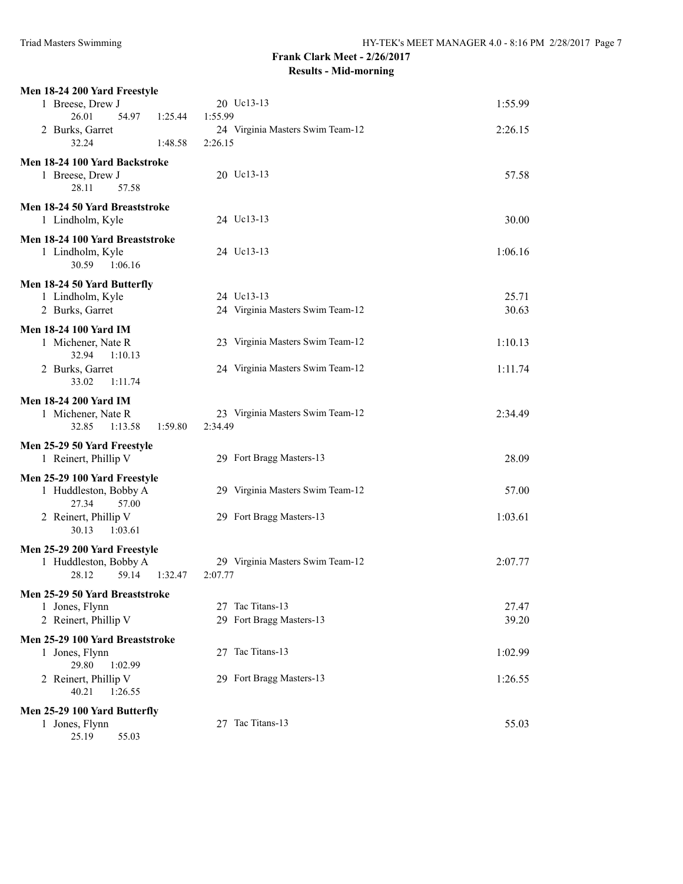## Frank Clark Meet - 2/26/2017

### Results - Mid-morning

**Men 18-24 200 Yard Freestyle**

1 Breese, Drew J — 20 Uc13-13 — 1:55.99
26.01 54.97 1:25.44 1:55.99

2 Burks, Garret — 24 Virginia Masters Swim Team-12 — 2:26.15
32.24 1:48.58 2:26.15

**Men 18-24 100 Yard Backstroke**

1 Breese, Drew J — 20 Uc13-13 — 57.58
28.11 57.58

**Men 18-24 50 Yard Breaststroke**

1 Lindholm, Kyle — 24 Uc13-13 — 30.00

**Men 18-24 100 Yard Breaststroke**

1 Lindholm, Kyle — 24 Uc13-13 — 1:06.16
30.59 1:06.16

**Men 18-24 50 Yard Butterfly**

1 Lindholm, Kyle — 24 Uc13-13 — 25.71

2 Burks, Garret — 24 Virginia Masters Swim Team-12 — 30.63

**Men 18-24 100 Yard IM**

1 Michener, Nate R — 23 Virginia Masters Swim Team-12 — 1:10.13
32.94 1:10.13

2 Burks, Garret — 24 Virginia Masters Swim Team-12 — 1:11.74
33.02 1:11.74

**Men 18-24 200 Yard IM**

1 Michener, Nate R — 23 Virginia Masters Swim Team-12 — 2:34.49
32.85 1:13.58 1:59.80 2:34.49

**Men 25-29 50 Yard Freestyle**

1 Reinert, Phillip V — 29 Fort Bragg Masters-13 — 28.09

**Men 25-29 100 Yard Freestyle**

1 Huddleston, Bobby A — 29 Virginia Masters Swim Team-12 — 57.00
27.34 57.00

2 Reinert, Phillip V — 29 Fort Bragg Masters-13 — 1:03.61
30.13 1:03.61

**Men 25-29 200 Yard Freestyle**

1 Huddleston, Bobby A — 29 Virginia Masters Swim Team-12 — 2:07.77
28.12 59.14 1:32.47 2:07.77

**Men 25-29 50 Yard Breaststroke**

1 Jones, Flynn — 27 Tac Titans-13 — 27.47

2 Reinert, Phillip V — 29 Fort Bragg Masters-13 — 39.20

**Men 25-29 100 Yard Breaststroke**

1 Jones, Flynn — 27 Tac Titans-13 — 1:02.99
29.80 1:02.99

2 Reinert, Phillip V — 29 Fort Bragg Masters-13 — 1:26.55
40.21 1:26.55

**Men 25-29 100 Yard Butterfly**

1 Jones, Flynn — 27 Tac Titans-13 — 55.03
25.19 55.03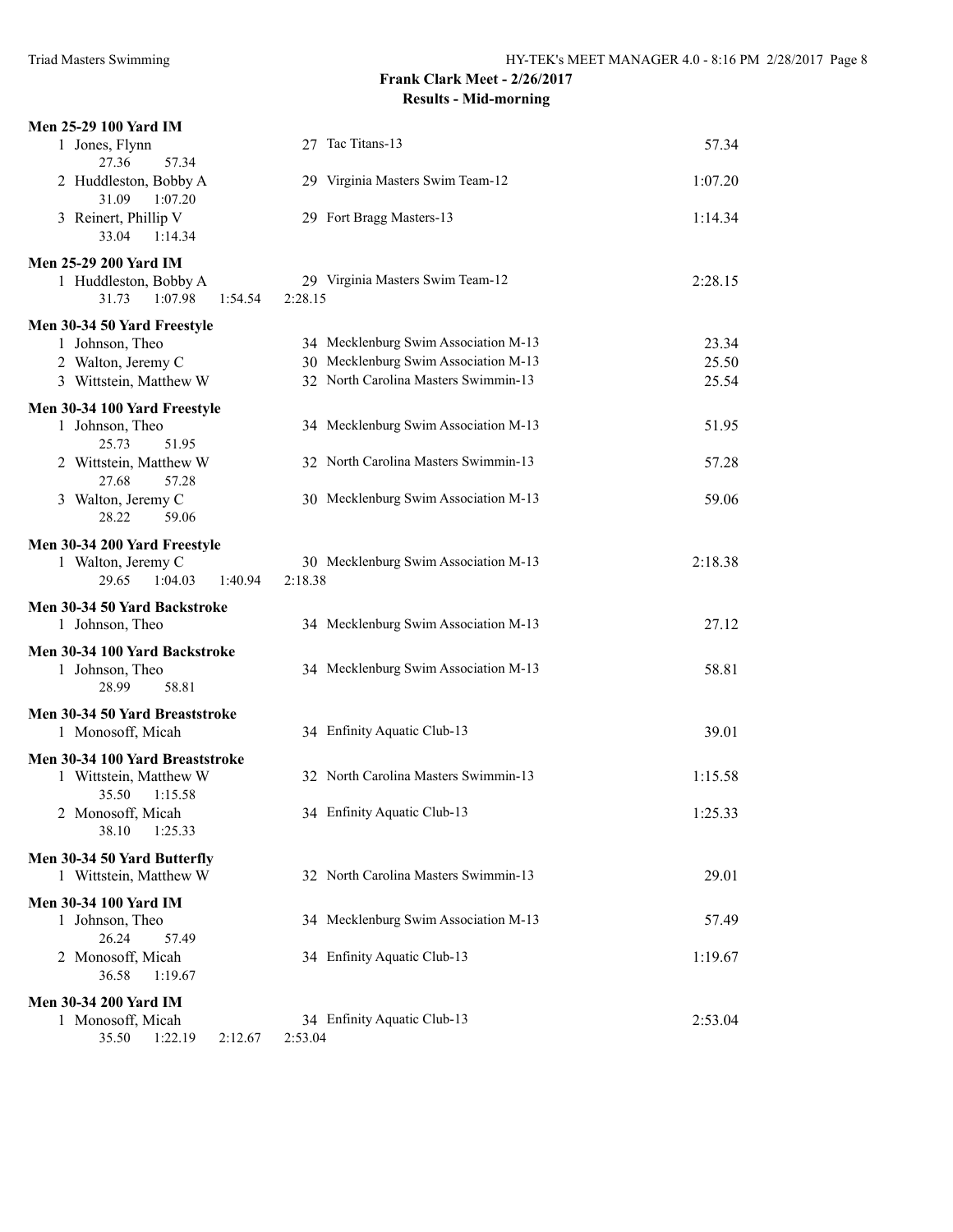**Frank Clark Meet - 2/26/2017**
**Results - Mid-morning**

### Men 25-29 100 Yard IM

1 Jones, Flynn — 27 Tac Titans-13 — 57.34
   27.36   57.34

2 Huddleston, Bobby A — 29 Virginia Masters Swim Team-12 — 1:07.20
   31.09   1:07.20

3 Reinert, Phillip V — 29 Fort Bragg Masters-13 — 1:14.34
   33.04   1:14.34

### Men 25-29 200 Yard IM

1 Huddleston, Bobby A — 29 Virginia Masters Swim Team-12 — 2:28.15
   31.73   1:07.98   1:54.54   2:28.15

### Men 30-34 50 Yard Freestyle

1 Johnson, Theo — 34 Mecklenburg Swim Association M-13 — 23.34

2 Walton, Jeremy C — 30 Mecklenburg Swim Association M-13 — 25.50

3 Wittstein, Matthew W — 32 North Carolina Masters Swimmin-13 — 25.54

### Men 30-34 100 Yard Freestyle

1 Johnson, Theo — 34 Mecklenburg Swim Association M-13 — 51.95
   25.73   51.95

2 Wittstein, Matthew W — 32 North Carolina Masters Swimmin-13 — 57.28
   27.68   57.28

3 Walton, Jeremy C — 30 Mecklenburg Swim Association M-13 — 59.06
   28.22   59.06

### Men 30-34 200 Yard Freestyle

1 Walton, Jeremy C — 30 Mecklenburg Swim Association M-13 — 2:18.38
   29.65   1:04.03   1:40.94   2:18.38

### Men 30-34 50 Yard Backstroke

1 Johnson, Theo — 34 Mecklenburg Swim Association M-13 — 27.12

### Men 30-34 100 Yard Backstroke

1 Johnson, Theo — 34 Mecklenburg Swim Association M-13 — 58.81
   28.99   58.81

### Men 30-34 50 Yard Breaststroke

1 Monosoff, Micah — 34 Enfinity Aquatic Club-13 — 39.01

### Men 30-34 100 Yard Breaststroke

1 Wittstein, Matthew W — 32 North Carolina Masters Swimmin-13 — 1:15.58
   35.50   1:15.58

2 Monosoff, Micah — 34 Enfinity Aquatic Club-13 — 1:25.33
   38.10   1:25.33

### Men 30-34 50 Yard Butterfly

1 Wittstein, Matthew W — 32 North Carolina Masters Swimmin-13 — 29.01

### Men 30-34 100 Yard IM

1 Johnson, Theo — 34 Mecklenburg Swim Association M-13 — 57.49
   26.24   57.49

2 Monosoff, Micah — 34 Enfinity Aquatic Club-13 — 1:19.67
   36.58   1:19.67

### Men 30-34 200 Yard IM

1 Monosoff, Micah — 34 Enfinity Aquatic Club-13 — 2:53.04
   35.50   1:22.19   2:12.67   2:53.04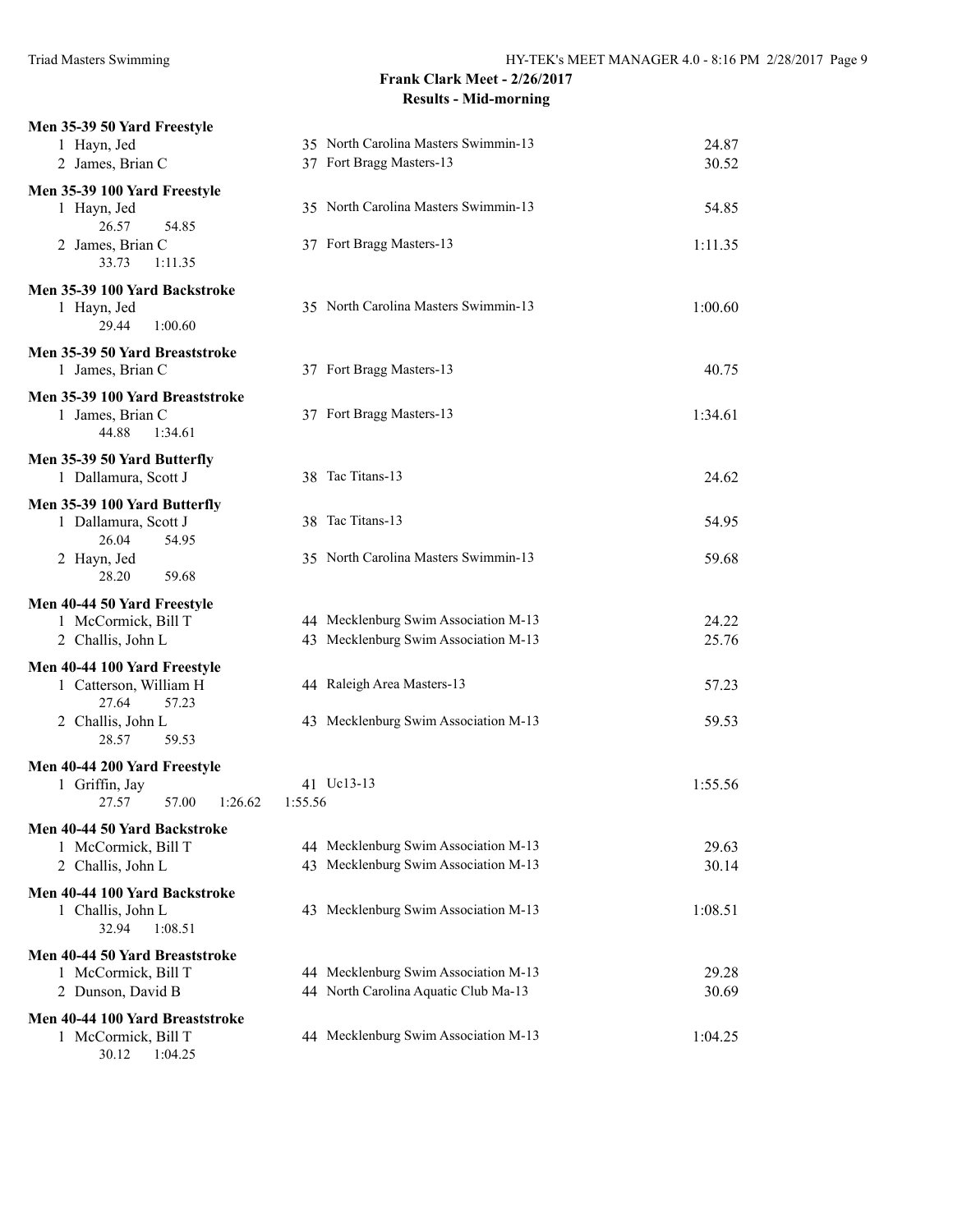**Frank Clark Meet - 2/26/2017**

**Results - Mid-morning**

**Men 35-39 50 Yard Freestyle**

| | Name | Age | Team | Time |
|---|---|---|---|---|
| 1 | Hayn, Jed | 35 | North Carolina Masters Swimmin-13 | 24.87 |
| 2 | James, Brian C | 37 | Fort Bragg Masters-13 | 30.52 |

**Men 35-39 100 Yard Freestyle**

| | Name | Age | Team | Time |
|---|---|---|---|---|
| 1 | Hayn, Jed | 35 | North Carolina Masters Swimmin-13 | 54.85 |
| | 26.57 54.85 | | | |
| 2 | James, Brian C | 37 | Fort Bragg Masters-13 | 1:11.35 |
| | 33.73 1:11.35 | | | |

**Men 35-39 100 Yard Backstroke**

| | Name | Age | Team | Time |
|---|---|---|---|---|
| 1 | Hayn, Jed | 35 | North Carolina Masters Swimmin-13 | 1:00.60 |
| | 29.44 1:00.60 | | | |

**Men 35-39 50 Yard Breaststroke**

| | Name | Age | Team | Time |
|---|---|---|---|---|
| 1 | James, Brian C | 37 | Fort Bragg Masters-13 | 40.75 |

**Men 35-39 100 Yard Breaststroke**

| | Name | Age | Team | Time |
|---|---|---|---|---|
| 1 | James, Brian C | 37 | Fort Bragg Masters-13 | 1:34.61 |
| | 44.88 1:34.61 | | | |

**Men 35-39 50 Yard Butterfly**

| | Name | Age | Team | Time |
|---|---|---|---|---|
| 1 | Dallamura, Scott J | 38 | Tac Titans-13 | 24.62 |

**Men 35-39 100 Yard Butterfly**

| | Name | Age | Team | Time |
|---|---|---|---|---|
| 1 | Dallamura, Scott J | 38 | Tac Titans-13 | 54.95 |
| | 26.04 54.95 | | | |
| 2 | Hayn, Jed | 35 | North Carolina Masters Swimmin-13 | 59.68 |
| | 28.20 59.68 | | | |

**Men 40-44 50 Yard Freestyle**

| | Name | Age | Team | Time |
|---|---|---|---|---|
| 1 | McCormick, Bill T | 44 | Mecklenburg Swim Association M-13 | 24.22 |
| 2 | Challis, John L | 43 | Mecklenburg Swim Association M-13 | 25.76 |

**Men 40-44 100 Yard Freestyle**

| | Name | Age | Team | Time |
|---|---|---|---|---|
| 1 | Catterson, William H | 44 | Raleigh Area Masters-13 | 57.23 |
| | 27.64 57.23 | | | |
| 2 | Challis, John L | 43 | Mecklenburg Swim Association M-13 | 59.53 |
| | 28.57 59.53 | | | |

**Men 40-44 200 Yard Freestyle**

| | Name | Age | Team | Time |
|---|---|---|---|---|
| 1 | Griffin, Jay | 41 | Uc13-13 | 1:55.56 |
| | 27.57 57.00 1:26.62 1:55.56 | | | |

**Men 40-44 50 Yard Backstroke**

| | Name | Age | Team | Time |
|---|---|---|---|---|
| 1 | McCormick, Bill T | 44 | Mecklenburg Swim Association M-13 | 29.63 |
| 2 | Challis, John L | 43 | Mecklenburg Swim Association M-13 | 30.14 |

**Men 40-44 100 Yard Backstroke**

| | Name | Age | Team | Time |
|---|---|---|---|---|
| 1 | Challis, John L | 43 | Mecklenburg Swim Association M-13 | 1:08.51 |
| | 32.94 1:08.51 | | | |

**Men 40-44 50 Yard Breaststroke**

| | Name | Age | Team | Time |
|---|---|---|---|---|
| 1 | McCormick, Bill T | 44 | Mecklenburg Swim Association M-13 | 29.28 |
| 2 | Dunson, David B | 44 | North Carolina Aquatic Club Ma-13 | 30.69 |

**Men 40-44 100 Yard Breaststroke**

| | Name | Age | Team | Time |
|---|---|---|---|---|
| 1 | McCormick, Bill T | 44 | Mecklenburg Swim Association M-13 | 1:04.25 |
| | 30.12 1:04.25 | | | |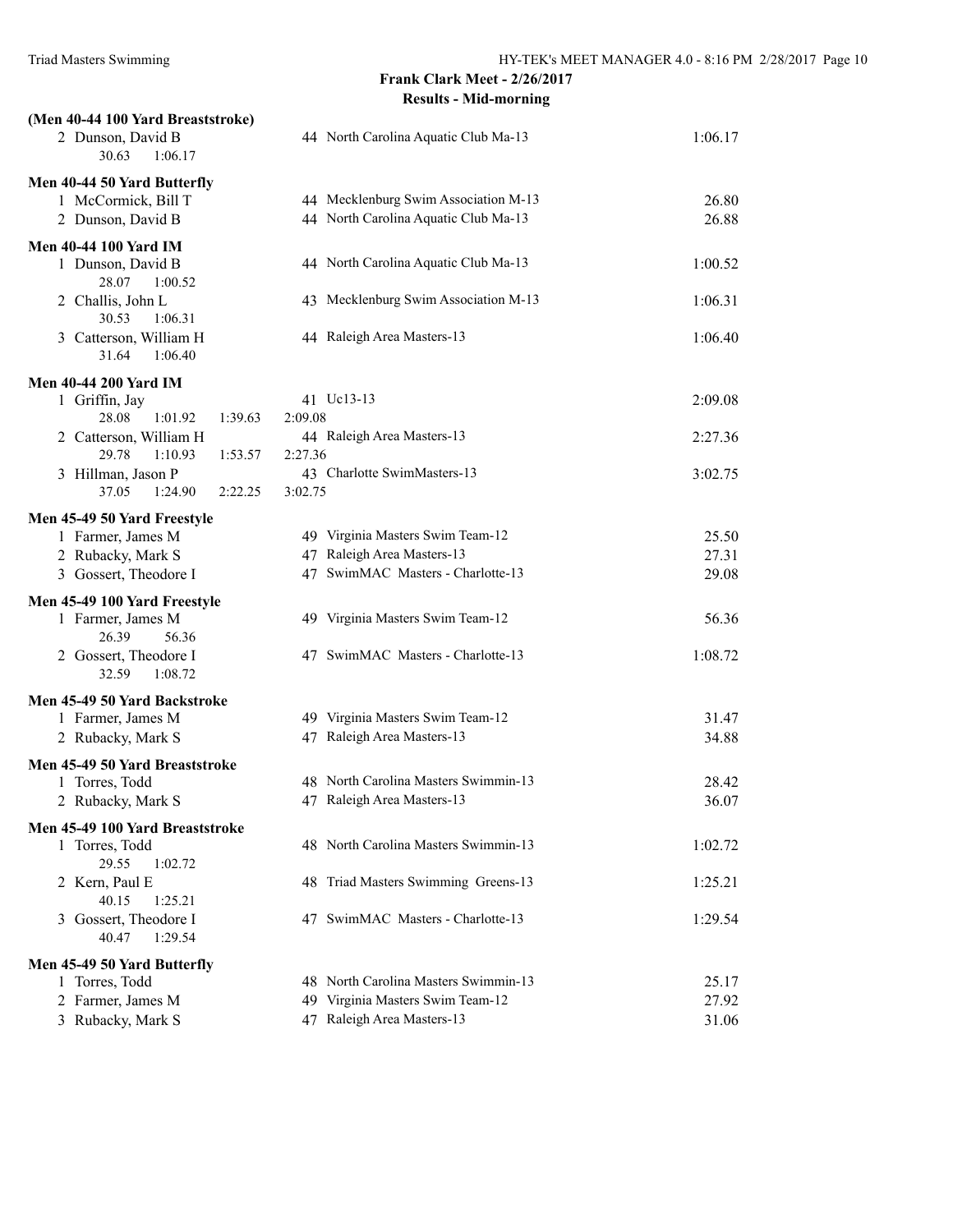## Frank Clark Meet - 2/26/2017

### Results - Mid-morning

**(Men 40-44 100 Yard Breaststroke)**

| | Name | Age | Team | Time |
|---|---|---|---|---|
| 2 | Dunson, David B | 44 | North Carolina Aquatic Club Ma-13 | 1:06.17 |
| | 30.63 1:06.17 | | | |

**Men 40-44 50 Yard Butterfly**

| | Name | Age | Team | Time |
|---|---|---|---|---|
| 1 | McCormick, Bill T | 44 | Mecklenburg Swim Association M-13 | 26.80 |
| 2 | Dunson, David B | 44 | North Carolina Aquatic Club Ma-13 | 26.88 |

**Men 40-44 100 Yard IM**

| | Name | Age | Team | Time |
|---|---|---|---|---|
| 1 | Dunson, David B | 44 | North Carolina Aquatic Club Ma-13 | 1:00.52 |
| | 28.07 1:00.52 | | | |
| 2 | Challis, John L | 43 | Mecklenburg Swim Association M-13 | 1:06.31 |
| | 30.53 1:06.31 | | | |
| 3 | Catterson, William H | 44 | Raleigh Area Masters-13 | 1:06.40 |
| | 31.64 1:06.40 | | | |

**Men 40-44 200 Yard IM**

| | Name | Age | Team | Time |
|---|---|---|---|---|
| 1 | Griffin, Jay | 41 | Uc13-13 | 2:09.08 |
| | 28.08 1:01.92 1:39.63 2:09.08 | | | |
| 2 | Catterson, William H | 44 | Raleigh Area Masters-13 | 2:27.36 |
| | 29.78 1:10.93 1:53.57 2:27.36 | | | |
| 3 | Hillman, Jason P | 43 | Charlotte SwimMasters-13 | 3:02.75 |
| | 37.05 1:24.90 2:22.25 3:02.75 | | | |

**Men 45-49 50 Yard Freestyle**

| | Name | Age | Team | Time |
|---|---|---|---|---|
| 1 | Farmer, James M | 49 | Virginia Masters Swim Team-12 | 25.50 |
| 2 | Rubacky, Mark S | 47 | Raleigh Area Masters-13 | 27.31 |
| 3 | Gossert, Theodore I | 47 | SwimMAC Masters - Charlotte-13 | 29.08 |

**Men 45-49 100 Yard Freestyle**

| | Name | Age | Team | Time |
|---|---|---|---|---|
| 1 | Farmer, James M | 49 | Virginia Masters Swim Team-12 | 56.36 |
| | 26.39 56.36 | | | |
| 2 | Gossert, Theodore I | 47 | SwimMAC Masters - Charlotte-13 | 1:08.72 |
| | 32.59 1:08.72 | | | |

**Men 45-49 50 Yard Backstroke**

| | Name | Age | Team | Time |
|---|---|---|---|---|
| 1 | Farmer, James M | 49 | Virginia Masters Swim Team-12 | 31.47 |
| 2 | Rubacky, Mark S | 47 | Raleigh Area Masters-13 | 34.88 |

**Men 45-49 50 Yard Breaststroke**

| | Name | Age | Team | Time |
|---|---|---|---|---|
| 1 | Torres, Todd | 48 | North Carolina Masters Swimmin-13 | 28.42 |
| 2 | Rubacky, Mark S | 47 | Raleigh Area Masters-13 | 36.07 |

**Men 45-49 100 Yard Breaststroke**

| | Name | Age | Team | Time |
|---|---|---|---|---|
| 1 | Torres, Todd | 48 | North Carolina Masters Swimmin-13 | 1:02.72 |
| | 29.55 1:02.72 | | | |
| 2 | Kern, Paul E | 48 | Triad Masters Swimming Greens-13 | 1:25.21 |
| | 40.15 1:25.21 | | | |
| 3 | Gossert, Theodore I | 47 | SwimMAC Masters - Charlotte-13 | 1:29.54 |
| | 40.47 1:29.54 | | | |

**Men 45-49 50 Yard Butterfly**

| | Name | Age | Team | Time |
|---|---|---|---|---|
| 1 | Torres, Todd | 48 | North Carolina Masters Swimmin-13 | 25.17 |
| 2 | Farmer, James M | 49 | Virginia Masters Swim Team-12 | 27.92 |
| 3 | Rubacky, Mark S | 47 | Raleigh Area Masters-13 | 31.06 |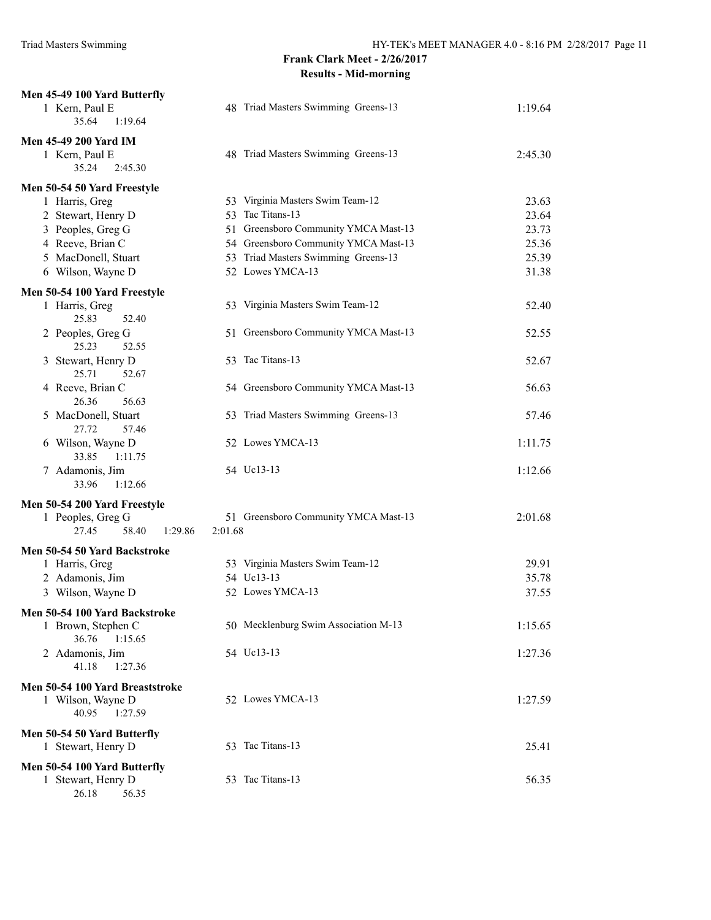## Frank Clark Meet - 2/26/2017

### Results - Mid-morning

**Men 45-49 100 Yard Butterfly**

| Place | Name | Age | Team | Time |
|---|---|---|---|---|
| 1 | Kern, Paul E | 48 | Triad Masters Swimming Greens-13 | 1:19.64 |
| | 35.64 1:19.64 | | | |

**Men 45-49 200 Yard IM**

| Place | Name | Age | Team | Time |
|---|---|---|---|---|
| 1 | Kern, Paul E | 48 | Triad Masters Swimming Greens-13 | 2:45.30 |
| | 35.24 2:45.30 | | | |

**Men 50-54 50 Yard Freestyle**

| Place | Name | Age | Team | Time |
|---|---|---|---|---|
| 1 | Harris, Greg | 53 | Virginia Masters Swim Team-12 | 23.63 |
| 2 | Stewart, Henry D | 53 | Tac Titans-13 | 23.64 |
| 3 | Peoples, Greg G | 51 | Greensboro Community YMCA Mast-13 | 23.73 |
| 4 | Reeve, Brian C | 54 | Greensboro Community YMCA Mast-13 | 25.36 |
| 5 | MacDonell, Stuart | 53 | Triad Masters Swimming Greens-13 | 25.39 |
| 6 | Wilson, Wayne D | 52 | Lowes YMCA-13 | 31.38 |

**Men 50-54 100 Yard Freestyle**

| Place | Name | Age | Team | Time |
|---|---|---|---|---|
| 1 | Harris, Greg | 53 | Virginia Masters Swim Team-12 | 52.40 |
| | 25.83 52.40 | | | |
| 2 | Peoples, Greg G | 51 | Greensboro Community YMCA Mast-13 | 52.55 |
| | 25.23 52.55 | | | |
| 3 | Stewart, Henry D | 53 | Tac Titans-13 | 52.67 |
| | 25.71 52.67 | | | |
| 4 | Reeve, Brian C | 54 | Greensboro Community YMCA Mast-13 | 56.63 |
| | 26.36 56.63 | | | |
| 5 | MacDonell, Stuart | 53 | Triad Masters Swimming Greens-13 | 57.46 |
| | 27.72 57.46 | | | |
| 6 | Wilson, Wayne D | 52 | Lowes YMCA-13 | 1:11.75 |
| | 33.85 1:11.75 | | | |
| 7 | Adamonis, Jim | 54 | Uc13-13 | 1:12.66 |
| | 33.96 1:12.66 | | | |

**Men 50-54 200 Yard Freestyle**

| Place | Name | Age | Team | Time |
|---|---|---|---|---|
| 1 | Peoples, Greg G | 51 | Greensboro Community YMCA Mast-13 | 2:01.68 |
| | 27.45 58.40 1:29.86 2:01.68 | | | |

**Men 50-54 50 Yard Backstroke**

| Place | Name | Age | Team | Time |
|---|---|---|---|---|
| 1 | Harris, Greg | 53 | Virginia Masters Swim Team-12 | 29.91 |
| 2 | Adamonis, Jim | 54 | Uc13-13 | 35.78 |
| 3 | Wilson, Wayne D | 52 | Lowes YMCA-13 | 37.55 |

**Men 50-54 100 Yard Backstroke**

| Place | Name | Age | Team | Time |
|---|---|---|---|---|
| 1 | Brown, Stephen C | 50 | Mecklenburg Swim Association M-13 | 1:15.65 |
| | 36.76 1:15.65 | | | |
| 2 | Adamonis, Jim | 54 | Uc13-13 | 1:27.36 |
| | 41.18 1:27.36 | | | |

**Men 50-54 100 Yard Breaststroke**

| Place | Name | Age | Team | Time |
|---|---|---|---|---|
| 1 | Wilson, Wayne D | 52 | Lowes YMCA-13 | 1:27.59 |
| | 40.95 1:27.59 | | | |

**Men 50-54 50 Yard Butterfly**

| Place | Name | Age | Team | Time |
|---|---|---|---|---|
| 1 | Stewart, Henry D | 53 | Tac Titans-13 | 25.41 |

**Men 50-54 100 Yard Butterfly**

| Place | Name | Age | Team | Time |
|---|---|---|---|---|
| 1 | Stewart, Henry D | 53 | Tac Titans-13 | 56.35 |
| | 26.18 56.35 | | | |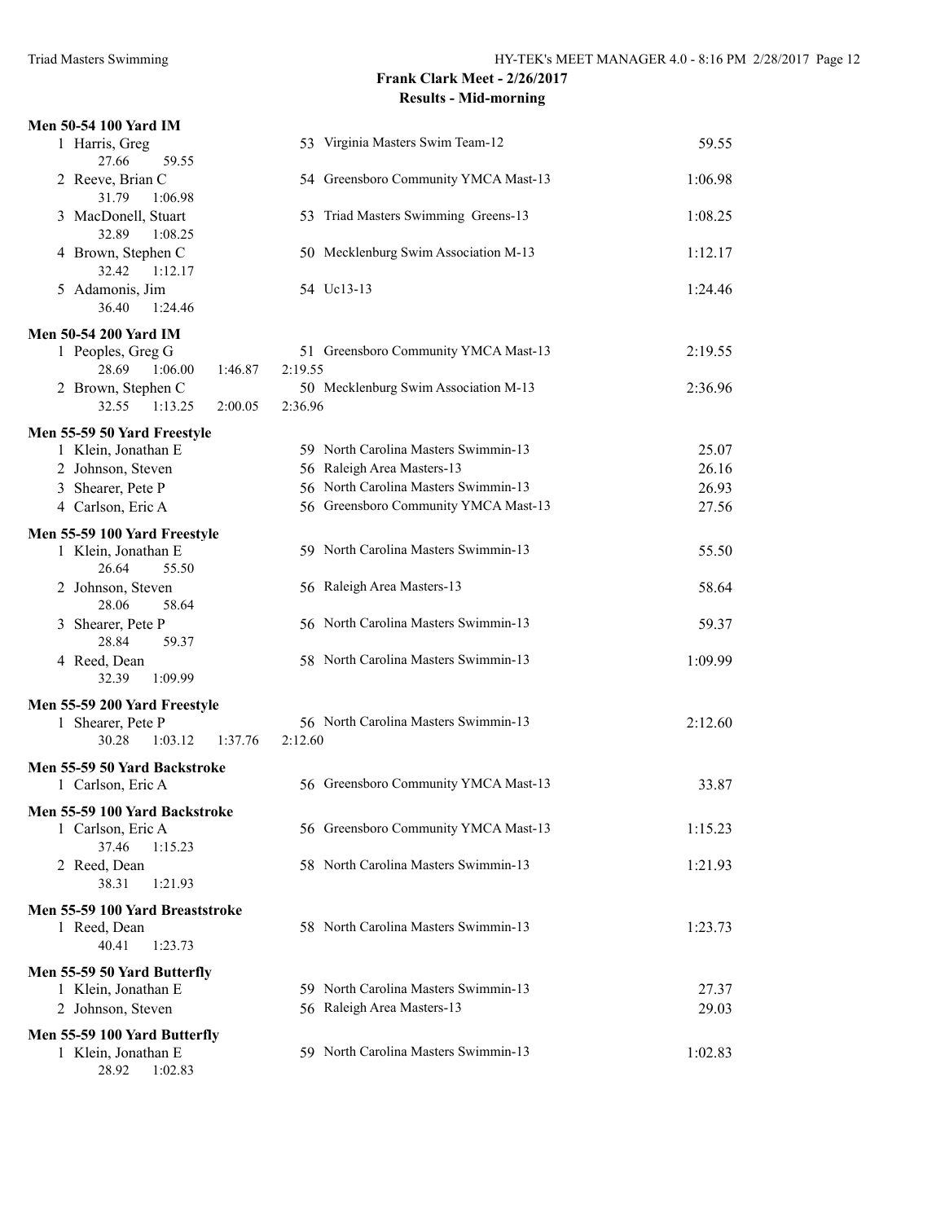**Frank Clark Meet - 2/26/2017**

**Results - Mid-morning**

**Men 50-54 100 Yard IM**

| | Name | Age | Team | Time |
|---|---|---|---|---|
| 1 | Harris, Greg | 53 | Virginia Masters Swim Team-12 | 59.55 |
| | 27.66 59.55 | | | |
| 2 | Reeve, Brian C | 54 | Greensboro Community YMCA Mast-13 | 1:06.98 |
| | 31.79 1:06.98 | | | |
| 3 | MacDonell, Stuart | 53 | Triad Masters Swimming Greens-13 | 1:08.25 |
| | 32.89 1:08.25 | | | |
| 4 | Brown, Stephen C | 50 | Mecklenburg Swim Association M-13 | 1:12.17 |
| | 32.42 1:12.17 | | | |
| 5 | Adamonis, Jim | 54 | Uc13-13 | 1:24.46 |
| | 36.40 1:24.46 | | | |

**Men 50-54 200 Yard IM**

| | Name | Age | Team | Time |
|---|---|---|---|---|
| 1 | Peoples, Greg G | 51 | Greensboro Community YMCA Mast-13 | 2:19.55 |
| | 28.69 1:06.00 1:46.87 2:19.55 | | | |
| 2 | Brown, Stephen C | 50 | Mecklenburg Swim Association M-13 | 2:36.96 |
| | 32.55 1:13.25 2:00.05 2:36.96 | | | |

**Men 55-59 50 Yard Freestyle**

| | Name | Age | Team | Time |
|---|---|---|---|---|
| 1 | Klein, Jonathan E | 59 | North Carolina Masters Swimmin-13 | 25.07 |
| 2 | Johnson, Steven | 56 | Raleigh Area Masters-13 | 26.16 |
| 3 | Shearer, Pete P | 56 | North Carolina Masters Swimmin-13 | 26.93 |
| 4 | Carlson, Eric A | 56 | Greensboro Community YMCA Mast-13 | 27.56 |

**Men 55-59 100 Yard Freestyle**

| | Name | Age | Team | Time |
|---|---|---|---|---|
| 1 | Klein, Jonathan E | 59 | North Carolina Masters Swimmin-13 | 55.50 |
| | 26.64 55.50 | | | |
| 2 | Johnson, Steven | 56 | Raleigh Area Masters-13 | 58.64 |
| | 28.06 58.64 | | | |
| 3 | Shearer, Pete P | 56 | North Carolina Masters Swimmin-13 | 59.37 |
| | 28.84 59.37 | | | |
| 4 | Reed, Dean | 58 | North Carolina Masters Swimmin-13 | 1:09.99 |
| | 32.39 1:09.99 | | | |

**Men 55-59 200 Yard Freestyle**

| | Name | Age | Team | Time |
|---|---|---|---|---|
| 1 | Shearer, Pete P | 56 | North Carolina Masters Swimmin-13 | 2:12.60 |
| | 30.28 1:03.12 1:37.76 2:12.60 | | | |

**Men 55-59 50 Yard Backstroke**

| | Name | Age | Team | Time |
|---|---|---|---|---|
| 1 | Carlson, Eric A | 56 | Greensboro Community YMCA Mast-13 | 33.87 |

**Men 55-59 100 Yard Backstroke**

| | Name | Age | Team | Time |
|---|---|---|---|---|
| 1 | Carlson, Eric A | 56 | Greensboro Community YMCA Mast-13 | 1:15.23 |
| | 37.46 1:15.23 | | | |
| 2 | Reed, Dean | 58 | North Carolina Masters Swimmin-13 | 1:21.93 |
| | 38.31 1:21.93 | | | |

**Men 55-59 100 Yard Breaststroke**

| | Name | Age | Team | Time |
|---|---|---|---|---|
| 1 | Reed, Dean | 58 | North Carolina Masters Swimmin-13 | 1:23.73 |
| | 40.41 1:23.73 | | | |

**Men 55-59 50 Yard Butterfly**

| | Name | Age | Team | Time |
|---|---|---|---|---|
| 1 | Klein, Jonathan E | 59 | North Carolina Masters Swimmin-13 | 27.37 |
| 2 | Johnson, Steven | 56 | Raleigh Area Masters-13 | 29.03 |

**Men 55-59 100 Yard Butterfly**

| | Name | Age | Team | Time |
|---|---|---|---|---|
| 1 | Klein, Jonathan E | 59 | North Carolina Masters Swimmin-13 | 1:02.83 |
| | 28.92 1:02.83 | | | |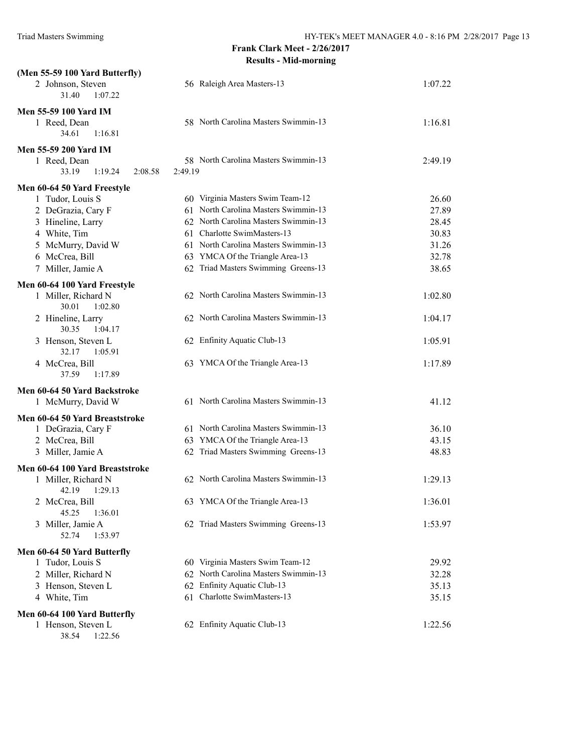**Frank Clark Meet - 2/26/2017**

**Results - Mid-morning**

### (Men 55-59 100 Yard Butterfly)

| Place | Name | Age | Team | Time |
|---|---|---|---|---|
| 2 | Johnson, Steven | 56 | Raleigh Area Masters-13 | 1:07.22 |
| | 31.40 1:07.22 | | | |

### Men 55-59 100 Yard IM

| Place | Name | Age | Team | Time |
|---|---|---|---|---|
| 1 | Reed, Dean | 58 | North Carolina Masters Swimmin-13 | 1:16.81 |
| | 34.61 1:16.81 | | | |

### Men 55-59 200 Yard IM

| Place | Name | Age | Team | Time |
|---|---|---|---|---|
| 1 | Reed, Dean | 58 | North Carolina Masters Swimmin-13 | 2:49.19 |
| | 33.19 1:19.24 2:08.58 2:49.19 | | | |

### Men 60-64 50 Yard Freestyle

| Place | Name | Age | Team | Time |
|---|---|---|---|---|
| 1 | Tudor, Louis S | 60 | Virginia Masters Swim Team-12 | 26.60 |
| 2 | DeGrazia, Cary F | 61 | North Carolina Masters Swimmin-13 | 27.89 |
| 3 | Hineline, Larry | 62 | North Carolina Masters Swimmin-13 | 28.45 |
| 4 | White, Tim | 61 | Charlotte SwimMasters-13 | 30.83 |
| 5 | McMurry, David W | 61 | North Carolina Masters Swimmin-13 | 31.26 |
| 6 | McCrea, Bill | 63 | YMCA Of the Triangle Area-13 | 32.78 |
| 7 | Miller, Jamie A | 62 | Triad Masters Swimming Greens-13 | 38.65 |

### Men 60-64 100 Yard Freestyle

| Place | Name | Age | Team | Time |
|---|---|---|---|---|
| 1 | Miller, Richard N | 62 | North Carolina Masters Swimmin-13 | 1:02.80 |
| | 30.01 1:02.80 | | | |
| 2 | Hineline, Larry | 62 | North Carolina Masters Swimmin-13 | 1:04.17 |
| | 30.35 1:04.17 | | | |
| 3 | Henson, Steven L | 62 | Enfinity Aquatic Club-13 | 1:05.91 |
| | 32.17 1:05.91 | | | |
| 4 | McCrea, Bill | 63 | YMCA Of the Triangle Area-13 | 1:17.89 |
| | 37.59 1:17.89 | | | |

### Men 60-64 50 Yard Backstroke

| Place | Name | Age | Team | Time |
|---|---|---|---|---|
| 1 | McMurry, David W | 61 | North Carolina Masters Swimmin-13 | 41.12 |

### Men 60-64 50 Yard Breaststroke

| Place | Name | Age | Team | Time |
|---|---|---|---|---|
| 1 | DeGrazia, Cary F | 61 | North Carolina Masters Swimmin-13 | 36.10 |
| 2 | McCrea, Bill | 63 | YMCA Of the Triangle Area-13 | 43.15 |
| 3 | Miller, Jamie A | 62 | Triad Masters Swimming Greens-13 | 48.83 |

### Men 60-64 100 Yard Breaststroke

| Place | Name | Age | Team | Time |
|---|---|---|---|---|
| 1 | Miller, Richard N | 62 | North Carolina Masters Swimmin-13 | 1:29.13 |
| | 42.19 1:29.13 | | | |
| 2 | McCrea, Bill | 63 | YMCA Of the Triangle Area-13 | 1:36.01 |
| | 45.25 1:36.01 | | | |
| 3 | Miller, Jamie A | 62 | Triad Masters Swimming Greens-13 | 1:53.97 |
| | 52.74 1:53.97 | | | |

### Men 60-64 50 Yard Butterfly

| Place | Name | Age | Team | Time |
|---|---|---|---|---|
| 1 | Tudor, Louis S | 60 | Virginia Masters Swim Team-12 | 29.92 |
| 2 | Miller, Richard N | 62 | North Carolina Masters Swimmin-13 | 32.28 |
| 3 | Henson, Steven L | 62 | Enfinity Aquatic Club-13 | 35.13 |
| 4 | White, Tim | 61 | Charlotte SwimMasters-13 | 35.15 |

### Men 60-64 100 Yard Butterfly

| Place | Name | Age | Team | Time |
|---|---|---|---|---|
| 1 | Henson, Steven L | 62 | Enfinity Aquatic Club-13 | 1:22.56 |
| | 38.54 1:22.56 | | | |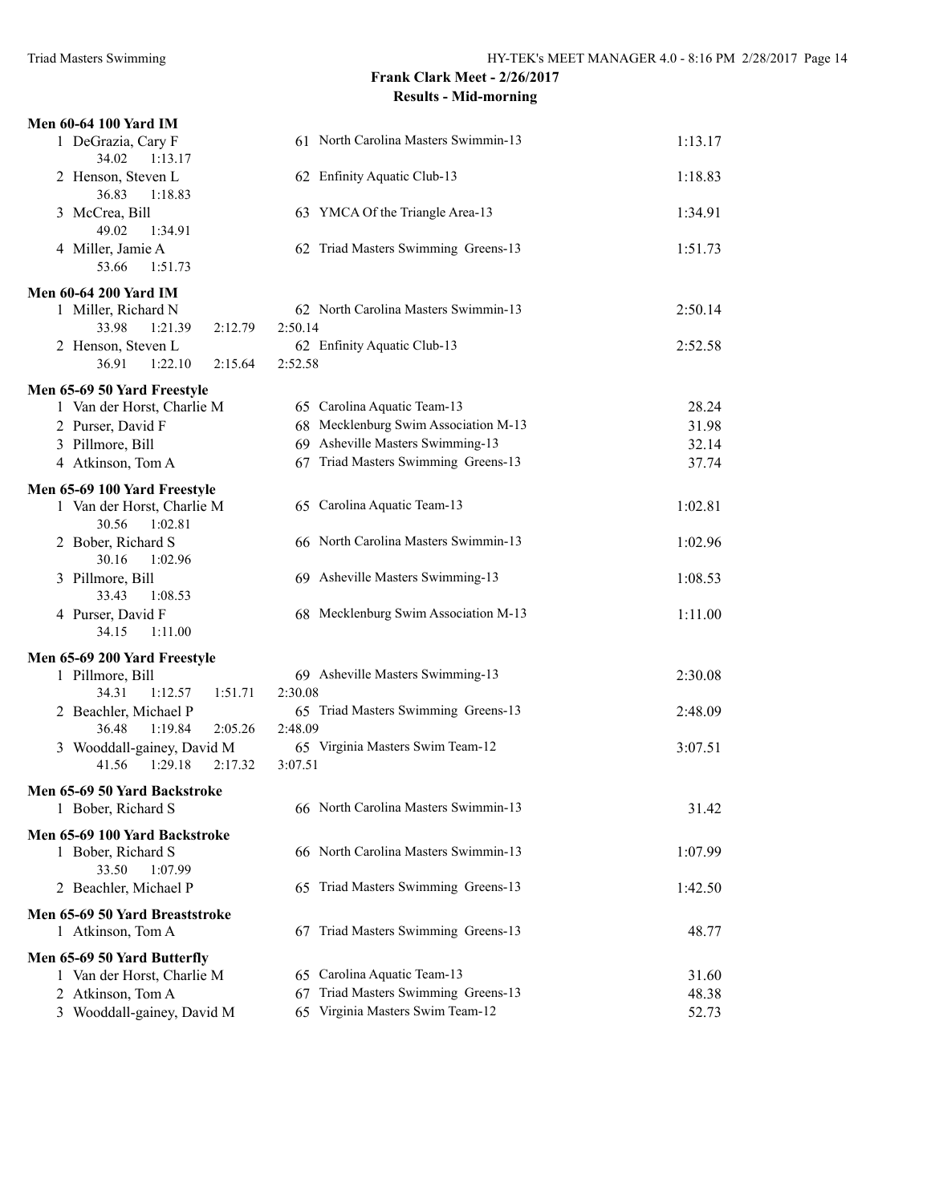# Frank Clark Meet - 2/26/2017

## Results - Mid-morning

### Men 60-64 100 Yard IM

1 DeGrazia, Cary F — 61 North Carolina Masters Swimmin-13 — 1:13.17
34.02 1:13.17

2 Henson, Steven L — 62 Enfinity Aquatic Club-13 — 1:18.83
36.83 1:18.83

3 McCrea, Bill — 63 YMCA Of the Triangle Area-13 — 1:34.91
49.02 1:34.91

4 Miller, Jamie A — 62 Triad Masters Swimming Greens-13 — 1:51.73
53.66 1:51.73

### Men 60-64 200 Yard IM

1 Miller, Richard N — 62 North Carolina Masters Swimmin-13 — 2:50.14
33.98 1:21.39 2:12.79 2:50.14

2 Henson, Steven L — 62 Enfinity Aquatic Club-13 — 2:52.58
36.91 1:22.10 2:15.64 2:52.58

### Men 65-69 50 Yard Freestyle

1 Van der Horst, Charlie M — 65 Carolina Aquatic Team-13 — 28.24

2 Purser, David F — 68 Mecklenburg Swim Association M-13 — 31.98

3 Pillmore, Bill — 69 Asheville Masters Swimming-13 — 32.14

4 Atkinson, Tom A — 67 Triad Masters Swimming Greens-13 — 37.74

### Men 65-69 100 Yard Freestyle

1 Van der Horst, Charlie M — 65 Carolina Aquatic Team-13 — 1:02.81
30.56 1:02.81

2 Bober, Richard S — 66 North Carolina Masters Swimmin-13 — 1:02.96
30.16 1:02.96

3 Pillmore, Bill — 69 Asheville Masters Swimming-13 — 1:08.53
33.43 1:08.53

4 Purser, David F — 68 Mecklenburg Swim Association M-13 — 1:11.00
34.15 1:11.00

### Men 65-69 200 Yard Freestyle

1 Pillmore, Bill — 69 Asheville Masters Swimming-13 — 2:30.08
34.31 1:12.57 1:51.71 2:30.08

2 Beachler, Michael P — 65 Triad Masters Swimming Greens-13 — 2:48.09
36.48 1:19.84 2:05.26 2:48.09

3 Wooddall-gainey, David M — 65 Virginia Masters Swim Team-12 — 3:07.51
41.56 1:29.18 2:17.32 3:07.51

### Men 65-69 50 Yard Backstroke

1 Bober, Richard S — 66 North Carolina Masters Swimmin-13 — 31.42

### Men 65-69 100 Yard Backstroke

1 Bober, Richard S — 66 North Carolina Masters Swimmin-13 — 1:07.99
33.50 1:07.99

2 Beachler, Michael P — 65 Triad Masters Swimming Greens-13 — 1:42.50

### Men 65-69 50 Yard Breaststroke

1 Atkinson, Tom A — 67 Triad Masters Swimming Greens-13 — 48.77

### Men 65-69 50 Yard Butterfly

1 Van der Horst, Charlie M — 65 Carolina Aquatic Team-13 — 31.60

2 Atkinson, Tom A — 67 Triad Masters Swimming Greens-13 — 48.38

3 Wooddall-gainey, David M — 65 Virginia Masters Swim Team-12 — 52.73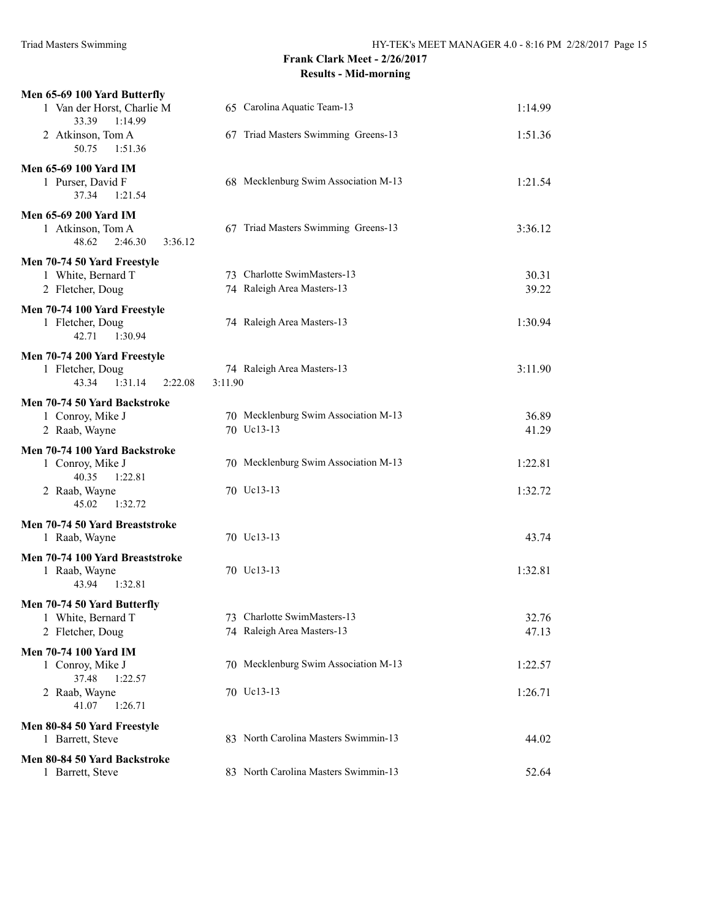## Frank Clark Meet - 2/26/2017

### Results - Mid-morning

**Men 65-69 100 Yard Butterfly**

| | Name | Age | Team | Time |
|---|---|---|---|---|
| 1 | Van der Horst, Charlie M | 65 | Carolina Aquatic Team-13 | 1:14.99 |
| | 33.39 1:14.99 | | | |
| 2 | Atkinson, Tom A | 67 | Triad Masters Swimming Greens-13 | 1:51.36 |
| | 50.75 1:51.36 | | | |

**Men 65-69 100 Yard IM**

| | Name | Age | Team | Time |
|---|---|---|---|---|
| 1 | Purser, David F | 68 | Mecklenburg Swim Association M-13 | 1:21.54 |
| | 37.34 1:21.54 | | | |

**Men 65-69 200 Yard IM**

| | Name | Age | Team | Time |
|---|---|---|---|---|
| 1 | Atkinson, Tom A | 67 | Triad Masters Swimming Greens-13 | 3:36.12 |
| | 48.62 2:46.30 3:36.12 | | | |

**Men 70-74 50 Yard Freestyle**

| | Name | Age | Team | Time |
|---|---|---|---|---|
| 1 | White, Bernard T | 73 | Charlotte SwimMasters-13 | 30.31 |
| 2 | Fletcher, Doug | 74 | Raleigh Area Masters-13 | 39.22 |

**Men 70-74 100 Yard Freestyle**

| | Name | Age | Team | Time |
|---|---|---|---|---|
| 1 | Fletcher, Doug | 74 | Raleigh Area Masters-13 | 1:30.94 |
| | 42.71 1:30.94 | | | |

**Men 70-74 200 Yard Freestyle**

| | Name | Age | Team | Time |
|---|---|---|---|---|
| 1 | Fletcher, Doug | 74 | Raleigh Area Masters-13 | 3:11.90 |
| | 43.34 1:31.14 2:22.08 3:11.90 | | | |

**Men 70-74 50 Yard Backstroke**

| | Name | Age | Team | Time |
|---|---|---|---|---|
| 1 | Conroy, Mike J | 70 | Mecklenburg Swim Association M-13 | 36.89 |
| 2 | Raab, Wayne | 70 | Uc13-13 | 41.29 |

**Men 70-74 100 Yard Backstroke**

| | Name | Age | Team | Time |
|---|---|---|---|---|
| 1 | Conroy, Mike J | 70 | Mecklenburg Swim Association M-13 | 1:22.81 |
| | 40.35 1:22.81 | | | |
| 2 | Raab, Wayne | 70 | Uc13-13 | 1:32.72 |
| | 45.02 1:32.72 | | | |

**Men 70-74 50 Yard Breaststroke**

| | Name | Age | Team | Time |
|---|---|---|---|---|
| 1 | Raab, Wayne | 70 | Uc13-13 | 43.74 |

**Men 70-74 100 Yard Breaststroke**

| | Name | Age | Team | Time |
|---|---|---|---|---|
| 1 | Raab, Wayne | 70 | Uc13-13 | 1:32.81 |
| | 43.94 1:32.81 | | | |

**Men 70-74 50 Yard Butterfly**

| | Name | Age | Team | Time |
|---|---|---|---|---|
| 1 | White, Bernard T | 73 | Charlotte SwimMasters-13 | 32.76 |
| 2 | Fletcher, Doug | 74 | Raleigh Area Masters-13 | 47.13 |

**Men 70-74 100 Yard IM**

| | Name | Age | Team | Time |
|---|---|---|---|---|
| 1 | Conroy, Mike J | 70 | Mecklenburg Swim Association M-13 | 1:22.57 |
| | 37.48 1:22.57 | | | |
| 2 | Raab, Wayne | 70 | Uc13-13 | 1:26.71 |
| | 41.07 1:26.71 | | | |

**Men 80-84 50 Yard Freestyle**

| | Name | Age | Team | Time |
|---|---|---|---|---|
| 1 | Barrett, Steve | 83 | North Carolina Masters Swimmin-13 | 44.02 |

**Men 80-84 50 Yard Backstroke**

| | Name | Age | Team | Time |
|---|---|---|---|---|
| 1 | Barrett, Steve | 83 | North Carolina Masters Swimmin-13 | 52.64 |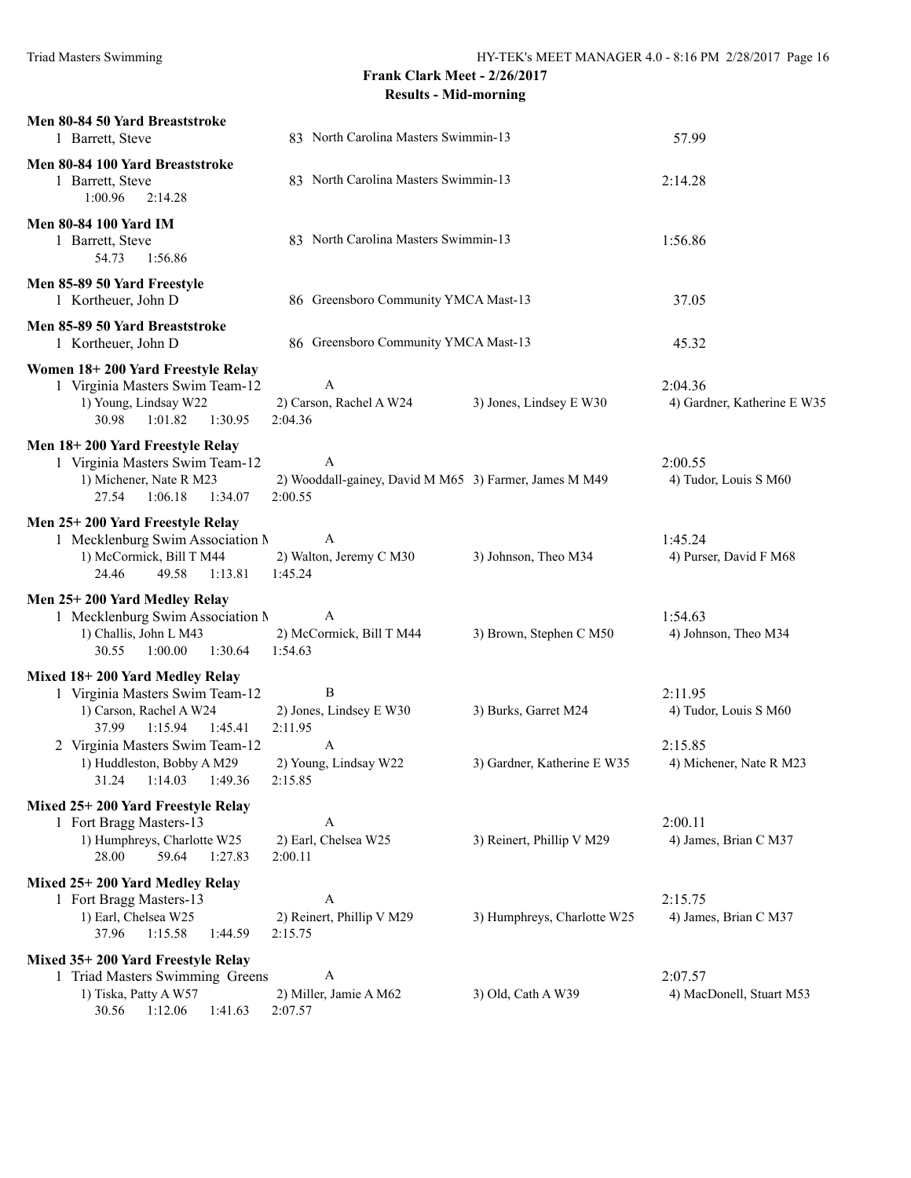**Frank Clark Meet - 2/26/2017**

**Results - Mid-morning**

**Men 80-84 50 Yard Breaststroke**

1 Barrett, Steve 83 North Carolina Masters Swimmin-13 57.99

**Men 80-84 100 Yard Breaststroke**

1 Barrett, Steve 83 North Carolina Masters Swimmin-13 2:14.28
1:00.96 2:14.28

**Men 80-84 100 Yard IM**

1 Barrett, Steve 83 North Carolina Masters Swimmin-13 1:56.86
54.73 1:56.86

**Men 85-89 50 Yard Freestyle**

1 Kortheuer, John D 86 Greensboro Community YMCA Mast-13 37.05

**Men 85-89 50 Yard Breaststroke**

1 Kortheuer, John D 86 Greensboro Community YMCA Mast-13 45.32

**Women 18+ 200 Yard Freestyle Relay**

1 Virginia Masters Swim Team-12 A 2:04.36
1) Young, Lindsay W22 2) Carson, Rachel A W24 3) Jones, Lindsey E W30 4) Gardner, Katherine E W35
30.98 1:01.82 1:30.95 2:04.36

**Men 18+ 200 Yard Freestyle Relay**

1 Virginia Masters Swim Team-12 A 2:00.55
1) Michener, Nate R M23 2) Wooddall-gainey, David M M65 3) Farmer, James M M49 4) Tudor, Louis S M60
27.54 1:06.18 1:34.07 2:00.55

**Men 25+ 200 Yard Freestyle Relay**

1 Mecklenburg Swim Association M A 1:45.24
1) McCormick, Bill T M44 2) Walton, Jeremy C M30 3) Johnson, Theo M34 4) Purser, David F M68
24.46 49.58 1:13.81 1:45.24

**Men 25+ 200 Yard Medley Relay**

1 Mecklenburg Swim Association M A 1:54.63
1) Challis, John L M43 2) McCormick, Bill T M44 3) Brown, Stephen C M50 4) Johnson, Theo M34
30.55 1:00.00 1:30.64 1:54.63

**Mixed 18+ 200 Yard Medley Relay**

1 Virginia Masters Swim Team-12 B 2:11.95
1) Carson, Rachel A W24 2) Jones, Lindsey E W30 3) Burks, Garret M24 4) Tudor, Louis S M60
37.99 1:15.94 1:45.41 2:11.95

2 Virginia Masters Swim Team-12 A 2:15.85
1) Huddleston, Bobby A M29 2) Young, Lindsay W22 3) Gardner, Katherine E W35 4) Michener, Nate R M23
31.24 1:14.03 1:49.36 2:15.85

**Mixed 25+ 200 Yard Freestyle Relay**

1 Fort Bragg Masters-13 A 2:00.11
1) Humphreys, Charlotte W25 2) Earl, Chelsea W25 3) Reinert, Phillip V M29 4) James, Brian C M37
28.00 59.64 1:27.83 2:00.11

**Mixed 25+ 200 Yard Medley Relay**

1 Fort Bragg Masters-13 A 2:15.75
1) Earl, Chelsea W25 2) Reinert, Phillip V M29 3) Humphreys, Charlotte W25 4) James, Brian C M37
37.96 1:15.58 1:44.59 2:15.75

**Mixed 35+ 200 Yard Freestyle Relay**

1 Triad Masters Swimming Greens A 2:07.57
1) Tiska, Patty A W57 2) Miller, Jamie A M62 3) Old, Cath A W39 4) MacDonell, Stuart M53
30.56 1:12.06 1:41.63 2:07.57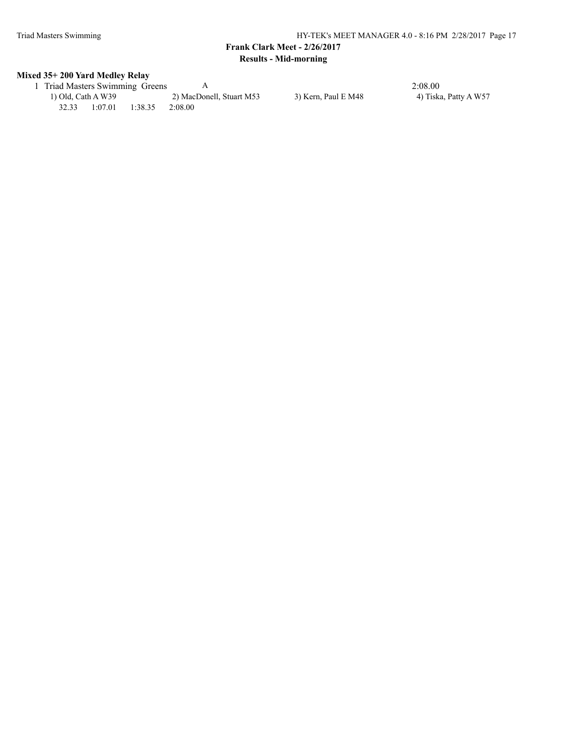**Frank Clark Meet - 2/26/2017**

**Results - Mid-morning**

### Mixed 35+ 200 Yard Medley Relay

1 Triad Masters Swimming Greens A 2:08.00

1) Old, Cath A W39 2) MacDonell, Stuart M53 3) Kern, Paul E M48 4) Tiska, Patty A W57

32.33 1:07.01 1:38.35 2:08.00